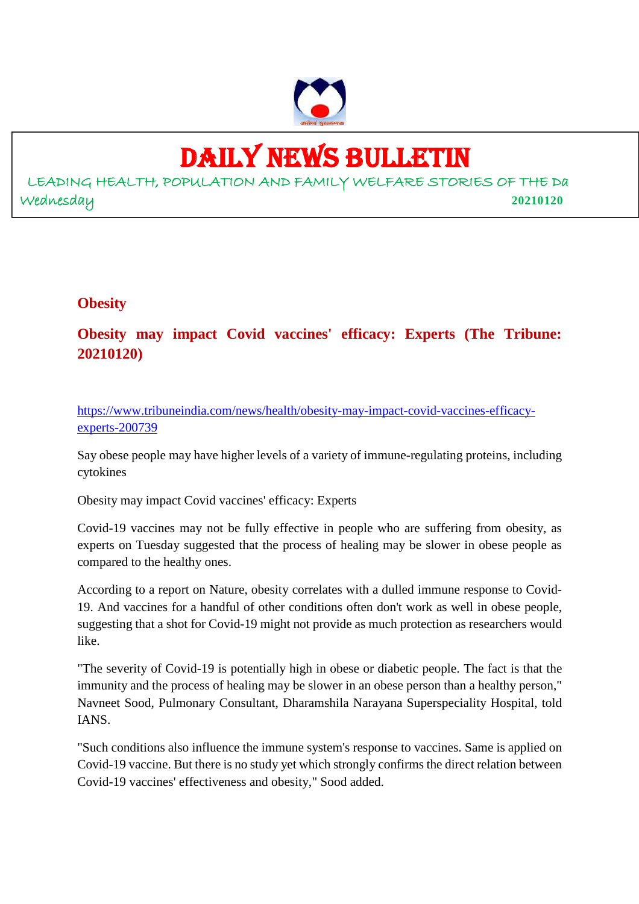# DAILY NEWS BULLETIN

LEADING HEALTH, POPULATION AND FAMILY WELFARE STORIES OF THE Da

Wednesday **20210120**

## Obesity

### Obesity may impact Covid vaccines' efficacy: Experts (The Tribune: 20210120)

https://www.tribuneindia.com/news/health/obesity-may-impact-covid-vaccines-efficacy-experts-200739

Say obese people may have higher levels of a variety of immune-regulating proteins, including cytokines

Obesity may impact Covid vaccines' efficacy: Experts

Covid-19 vaccines may not be fully effective in people who are suffering from obesity, as experts on Tuesday suggested that the process of healing may be slower in obese people as compared to the healthy ones.

According to a report on Nature, obesity correlates with a dulled immune response to Covid-19. And vaccines for a handful of other conditions often don't work as well in obese people, suggesting that a shot for Covid-19 might not provide as much protection as researchers would like.

"The severity of Covid-19 is potentially high in obese or diabetic people. The fact is that the immunity and the process of healing may be slower in an obese person than a healthy person," Navneet Sood, Pulmonary Consultant, Dharamshila Narayana Superspeciality Hospital, told IANS.

"Such conditions also influence the immune system's response to vaccines. Same is applied on Covid-19 vaccine. But there is no study yet which strongly confirms the direct relation between Covid-19 vaccines' effectiveness and obesity," Sood added.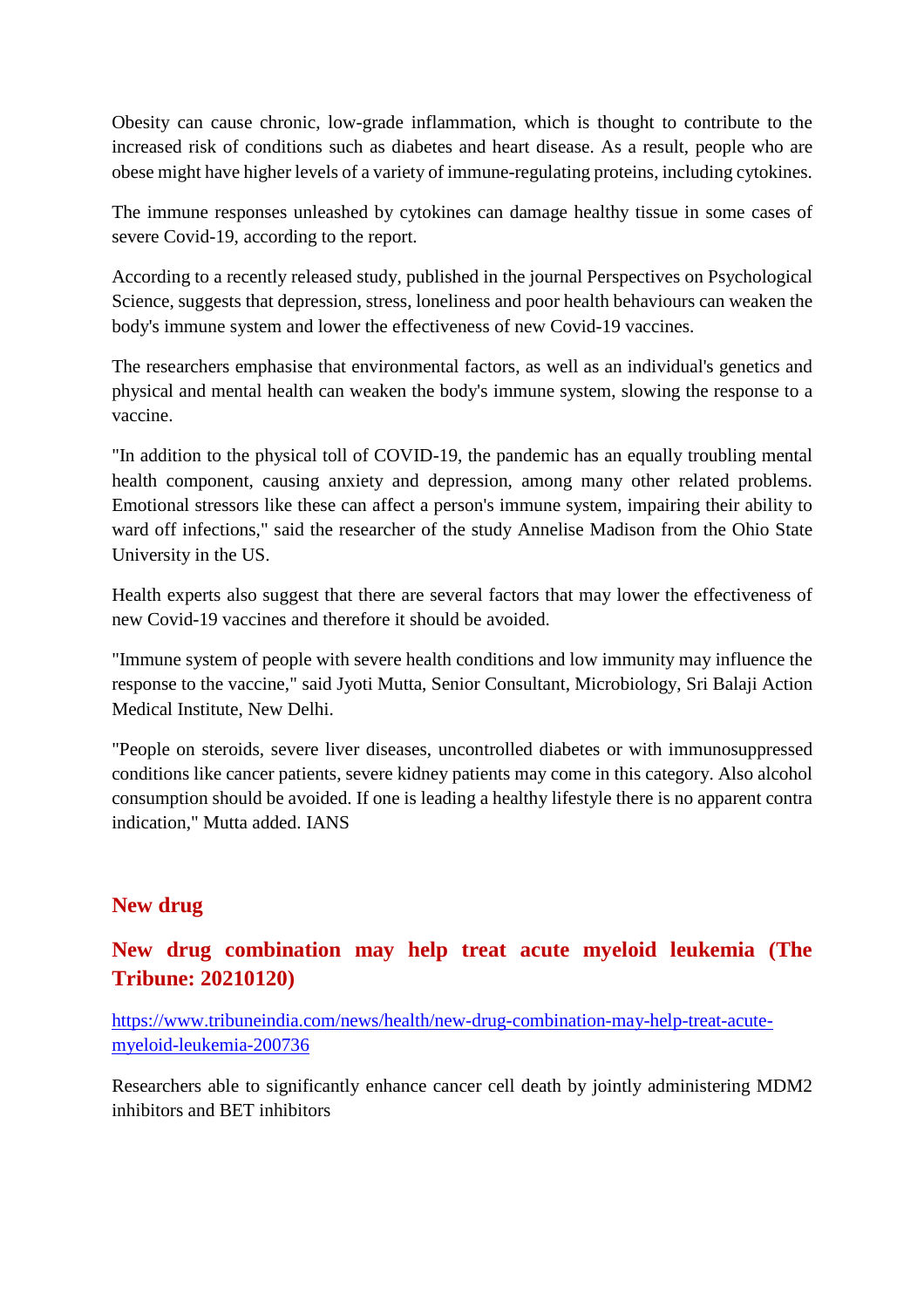Obesity can cause chronic, low-grade inflammation, which is thought to contribute to the increased risk of conditions such as diabetes and heart disease. As a result, people who are obese might have higher levels of a variety of immune-regulating proteins, including cytokines.

The immune responses unleashed by cytokines can damage healthy tissue in some cases of severe Covid-19, according to the report.

According to a recently released study, published in the journal Perspectives on Psychological Science, suggests that depression, stress, loneliness and poor health behaviours can weaken the body's immune system and lower the effectiveness of new Covid-19 vaccines.

The researchers emphasise that environmental factors, as well as an individual's genetics and physical and mental health can weaken the body's immune system, slowing the response to a vaccine.

"In addition to the physical toll of COVID-19, the pandemic has an equally troubling mental health component, causing anxiety and depression, among many other related problems. Emotional stressors like these can affect a person's immune system, impairing their ability to ward off infections," said the researcher of the study Annelise Madison from the Ohio State University in the US.

Health experts also suggest that there are several factors that may lower the effectiveness of new Covid-19 vaccines and therefore it should be avoided.

"Immune system of people with severe health conditions and low immunity may influence the response to the vaccine," said Jyoti Mutta, Senior Consultant, Microbiology, Sri Balaji Action Medical Institute, New Delhi.

"People on steroids, severe liver diseases, uncontrolled diabetes or with immunosuppressed conditions like cancer patients, severe kidney patients may come in this category. Also alcohol consumption should be avoided. If one is leading a healthy lifestyle there is no apparent contra indication," Mutta added. IANS

## New drug

## New drug combination may help treat acute myeloid leukemia (The Tribune: 20210120)

https://www.tribuneindia.com/news/health/new-drug-combination-may-help-treat-acute-myeloid-leukemia-200736

Researchers able to significantly enhance cancer cell death by jointly administering MDM2 inhibitors and BET inhibitors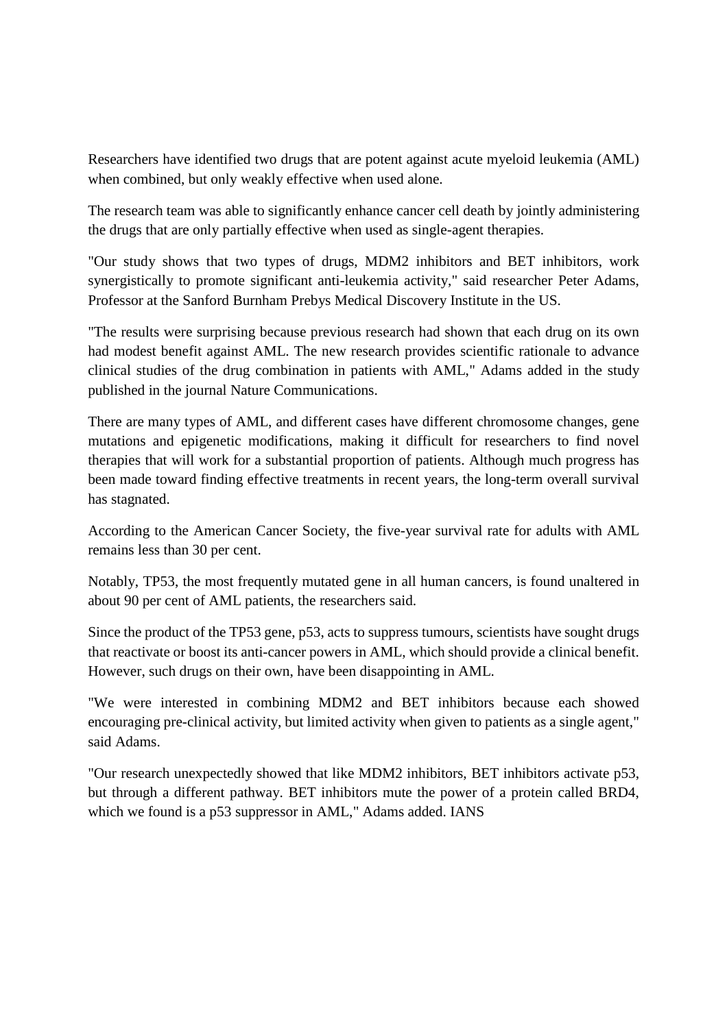Researchers have identified two drugs that are potent against acute myeloid leukemia (AML) when combined, but only weakly effective when used alone.

The research team was able to significantly enhance cancer cell death by jointly administering the drugs that are only partially effective when used as single-agent therapies.

"Our study shows that two types of drugs, MDM2 inhibitors and BET inhibitors, work synergistically to promote significant anti-leukemia activity," said researcher Peter Adams, Professor at the Sanford Burnham Prebys Medical Discovery Institute in the US.

"The results were surprising because previous research had shown that each drug on its own had modest benefit against AML. The new research provides scientific rationale to advance clinical studies of the drug combination in patients with AML," Adams added in the study published in the journal Nature Communications.

There are many types of AML, and different cases have different chromosome changes, gene mutations and epigenetic modifications, making it difficult for researchers to find novel therapies that will work for a substantial proportion of patients. Although much progress has been made toward finding effective treatments in recent years, the long-term overall survival has stagnated.

According to the American Cancer Society, the five-year survival rate for adults with AML remains less than 30 per cent.

Notably, TP53, the most frequently mutated gene in all human cancers, is found unaltered in about 90 per cent of AML patients, the researchers said.

Since the product of the TP53 gene, p53, acts to suppress tumours, scientists have sought drugs that reactivate or boost its anti-cancer powers in AML, which should provide a clinical benefit. However, such drugs on their own, have been disappointing in AML.

"We were interested in combining MDM2 and BET inhibitors because each showed encouraging pre-clinical activity, but limited activity when given to patients as a single agent," said Adams.

"Our research unexpectedly showed that like MDM2 inhibitors, BET inhibitors activate p53, but through a different pathway. BET inhibitors mute the power of a protein called BRD4, which we found is a p53 suppressor in AML," Adams added. IANS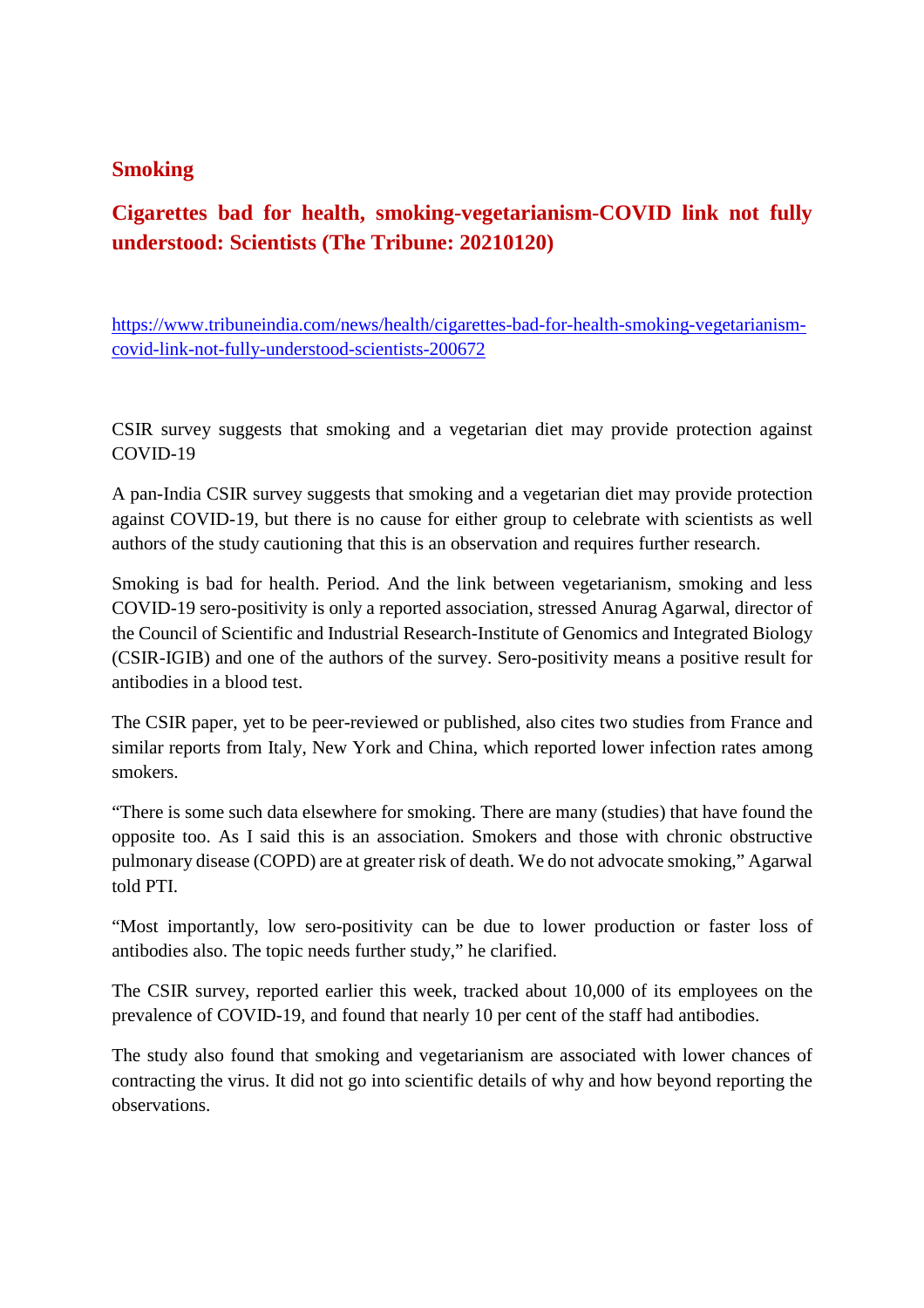## Smoking

### Cigarettes bad for health, smoking-vegetarianism-COVID link not fully understood: Scientists (The Tribune: 20210120)

https://www.tribuneindia.com/news/health/cigarettes-bad-for-health-smoking-vegetarianism-covid-link-not-fully-understood-scientists-200672

CSIR survey suggests that smoking and a vegetarian diet may provide protection against COVID-19

A pan-India CSIR survey suggests that smoking and a vegetarian diet may provide protection against COVID-19, but there is no cause for either group to celebrate with scientists as well authors of the study cautioning that this is an observation and requires further research.

Smoking is bad for health. Period. And the link between vegetarianism, smoking and less COVID-19 sero-positivity is only a reported association, stressed Anurag Agarwal, director of the Council of Scientific and Industrial Research-Institute of Genomics and Integrated Biology (CSIR-IGIB) and one of the authors of the survey. Sero-positivity means a positive result for antibodies in a blood test.

The CSIR paper, yet to be peer-reviewed or published, also cites two studies from France and similar reports from Italy, New York and China, which reported lower infection rates among smokers.

"There is some such data elsewhere for smoking. There are many (studies) that have found the opposite too. As I said this is an association. Smokers and those with chronic obstructive pulmonary disease (COPD) are at greater risk of death. We do not advocate smoking," Agarwal told PTI.

"Most importantly, low sero-positivity can be due to lower production or faster loss of antibodies also. The topic needs further study," he clarified.

The CSIR survey, reported earlier this week, tracked about 10,000 of its employees on the prevalence of COVID-19, and found that nearly 10 per cent of the staff had antibodies.

The study also found that smoking and vegetarianism are associated with lower chances of contracting the virus. It did not go into scientific details of why and how beyond reporting the observations.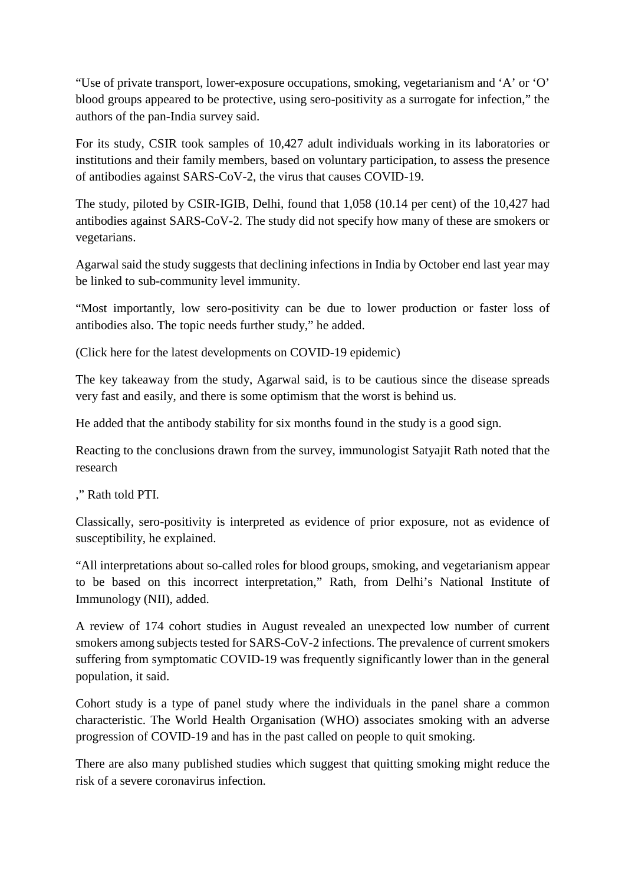"Use of private transport, lower-exposure occupations, smoking, vegetarianism and 'A' or 'O' blood groups appeared to be protective, using sero-positivity as a surrogate for infection," the authors of the pan-India survey said.

For its study, CSIR took samples of 10,427 adult individuals working in its laboratories or institutions and their family members, based on voluntary participation, to assess the presence of antibodies against SARS-CoV-2, the virus that causes COVID-19.

The study, piloted by CSIR-IGIB, Delhi, found that 1,058 (10.14 per cent) of the 10,427 had antibodies against SARS-CoV-2. The study did not specify how many of these are smokers or vegetarians.

Agarwal said the study suggests that declining infections in India by October end last year may be linked to sub-community level immunity.

"Most importantly, low sero-positivity can be due to lower production or faster loss of antibodies also. The topic needs further study," he added.

(Click here for the latest developments on COVID-19 epidemic)

The key takeaway from the study, Agarwal said, is to be cautious since the disease spreads very fast and easily, and there is some optimism that the worst is behind us.

He added that the antibody stability for six months found in the study is a good sign.

Reacting to the conclusions drawn from the survey, immunologist Satyajit Rath noted that the research

," Rath told PTI.

Classically, sero-positivity is interpreted as evidence of prior exposure, not as evidence of susceptibility, he explained.

"All interpretations about so-called roles for blood groups, smoking, and vegetarianism appear to be based on this incorrect interpretation," Rath, from Delhi's National Institute of Immunology (NII), added.

A review of 174 cohort studies in August revealed an unexpected low number of current smokers among subjects tested for SARS-CoV-2 infections. The prevalence of current smokers suffering from symptomatic COVID-19 was frequently significantly lower than in the general population, it said.

Cohort study is a type of panel study where the individuals in the panel share a common characteristic. The World Health Organisation (WHO) associates smoking with an adverse progression of COVID-19 and has in the past called on people to quit smoking.

There are also many published studies which suggest that quitting smoking might reduce the risk of a severe coronavirus infection.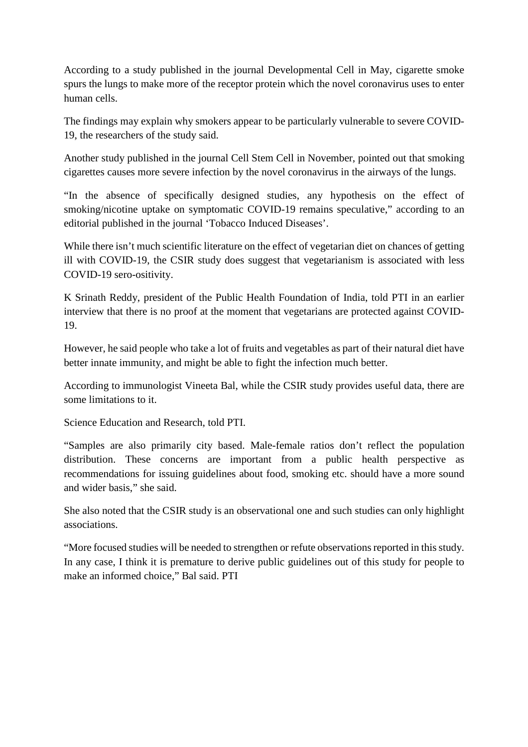According to a study published in the journal Developmental Cell in May, cigarette smoke spurs the lungs to make more of the receptor protein which the novel coronavirus uses to enter human cells.

The findings may explain why smokers appear to be particularly vulnerable to severe COVID-19, the researchers of the study said.

Another study published in the journal Cell Stem Cell in November, pointed out that smoking cigarettes causes more severe infection by the novel coronavirus in the airways of the lungs.

"In the absence of specifically designed studies, any hypothesis on the effect of smoking/nicotine uptake on symptomatic COVID-19 remains speculative," according to an editorial published in the journal 'Tobacco Induced Diseases'.

While there isn't much scientific literature on the effect of vegetarian diet on chances of getting ill with COVID-19, the CSIR study does suggest that vegetarianism is associated with less COVID-19 sero-ositivity.

K Srinath Reddy, president of the Public Health Foundation of India, told PTI in an earlier interview that there is no proof at the moment that vegetarians are protected against COVID-19.

However, he said people who take a lot of fruits and vegetables as part of their natural diet have better innate immunity, and might be able to fight the infection much better.

According to immunologist Vineeta Bal, while the CSIR study provides useful data, there are some limitations to it.

Science Education and Research, told PTI.

"Samples are also primarily city based. Male-female ratios don't reflect the population distribution. These concerns are important from a public health perspective as recommendations for issuing guidelines about food, smoking etc. should have a more sound and wider basis," she said.

She also noted that the CSIR study is an observational one and such studies can only highlight associations.

"More focused studies will be needed to strengthen or refute observations reported in this study. In any case, I think it is premature to derive public guidelines out of this study for people to make an informed choice," Bal said. PTI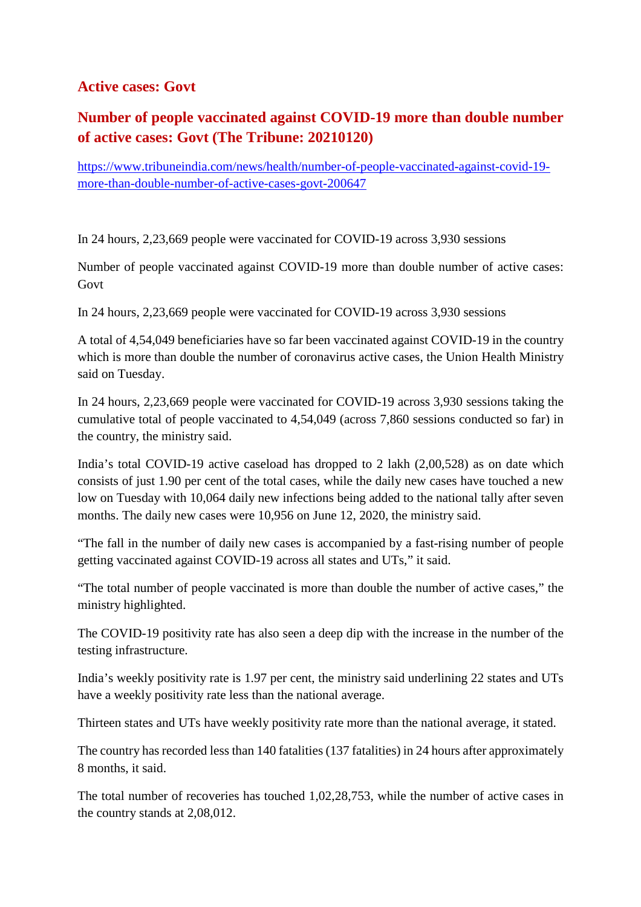## Active cases: Govt

## Number of people vaccinated against COVID-19 more than double number of active cases: Govt (The Tribune: 20210120)

https://www.tribuneindia.com/news/health/number-of-people-vaccinated-against-covid-19-more-than-double-number-of-active-cases-govt-200647

In 24 hours, 2,23,669 people were vaccinated for COVID-19 across 3,930 sessions

Number of people vaccinated against COVID-19 more than double number of active cases: Govt

In 24 hours, 2,23,669 people were vaccinated for COVID-19 across 3,930 sessions

A total of 4,54,049 beneficiaries have so far been vaccinated against COVID-19 in the country which is more than double the number of coronavirus active cases, the Union Health Ministry said on Tuesday.

In 24 hours, 2,23,669 people were vaccinated for COVID-19 across 3,930 sessions taking the cumulative total of people vaccinated to 4,54,049 (across 7,860 sessions conducted so far) in the country, the ministry said.

India's total COVID-19 active caseload has dropped to 2 lakh (2,00,528) as on date which consists of just 1.90 per cent of the total cases, while the daily new cases have touched a new low on Tuesday with 10,064 daily new infections being added to the national tally after seven months. The daily new cases were 10,956 on June 12, 2020, the ministry said.

"The fall in the number of daily new cases is accompanied by a fast-rising number of people getting vaccinated against COVID-19 across all states and UTs," it said.

"The total number of people vaccinated is more than double the number of active cases," the ministry highlighted.

The COVID-19 positivity rate has also seen a deep dip with the increase in the number of the testing infrastructure.

India's weekly positivity rate is 1.97 per cent, the ministry said underlining 22 states and UTs have a weekly positivity rate less than the national average.

Thirteen states and UTs have weekly positivity rate more than the national average, it stated.

The country has recorded less than 140 fatalities (137 fatalities) in 24 hours after approximately 8 months, it said.

The total number of recoveries has touched 1,02,28,753, while the number of active cases in the country stands at 2,08,012.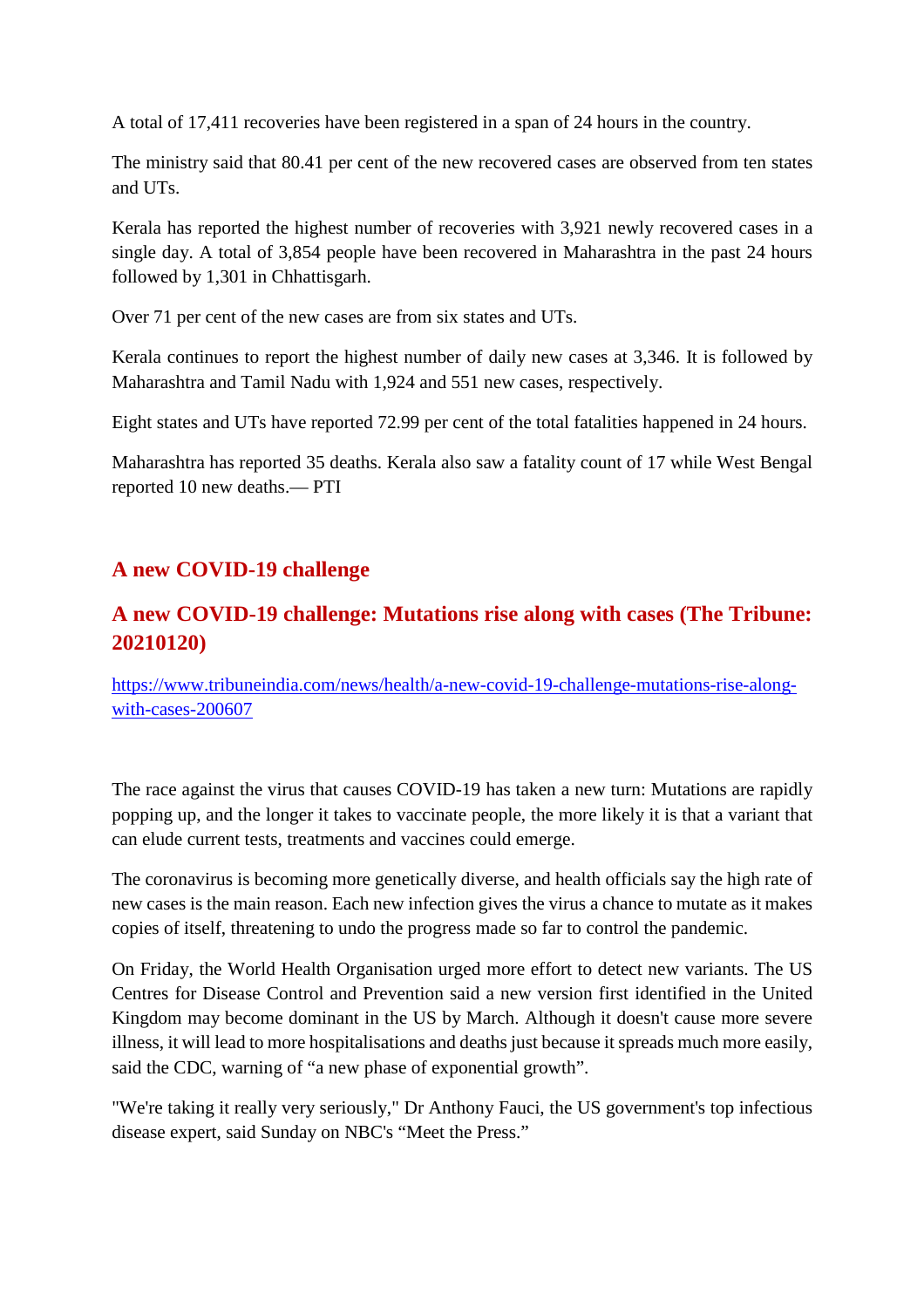A total of 17,411 recoveries have been registered in a span of 24 hours in the country.

The ministry said that 80.41 per cent of the new recovered cases are observed from ten states and UTs.

Kerala has reported the highest number of recoveries with 3,921 newly recovered cases in a single day. A total of 3,854 people have been recovered in Maharashtra in the past 24 hours followed by 1,301 in Chhattisgarh.

Over 71 per cent of the new cases are from six states and UTs.

Kerala continues to report the highest number of daily new cases at 3,346. It is followed by Maharashtra and Tamil Nadu with 1,924 and 551 new cases, respectively.

Eight states and UTs have reported 72.99 per cent of the total fatalities happened in 24 hours.

Maharashtra has reported 35 deaths. Kerala also saw a fatality count of 17 while West Bengal reported 10 new deaths.— PTI

## A new COVID-19 challenge

## A new COVID-19 challenge: Mutations rise along with cases (The Tribune: 20210120)

https://www.tribuneindia.com/news/health/a-new-covid-19-challenge-mutations-rise-along-with-cases-200607

The race against the virus that causes COVID-19 has taken a new turn: Mutations are rapidly popping up, and the longer it takes to vaccinate people, the more likely it is that a variant that can elude current tests, treatments and vaccines could emerge.

The coronavirus is becoming more genetically diverse, and health officials say the high rate of new cases is the main reason. Each new infection gives the virus a chance to mutate as it makes copies of itself, threatening to undo the progress made so far to control the pandemic.

On Friday, the World Health Organisation urged more effort to detect new variants. The US Centres for Disease Control and Prevention said a new version first identified in the United Kingdom may become dominant in the US by March. Although it doesn't cause more severe illness, it will lead to more hospitalisations and deaths just because it spreads much more easily, said the CDC, warning of "a new phase of exponential growth".

"We're taking it really very seriously," Dr Anthony Fauci, the US government's top infectious disease expert, said Sunday on NBC's "Meet the Press."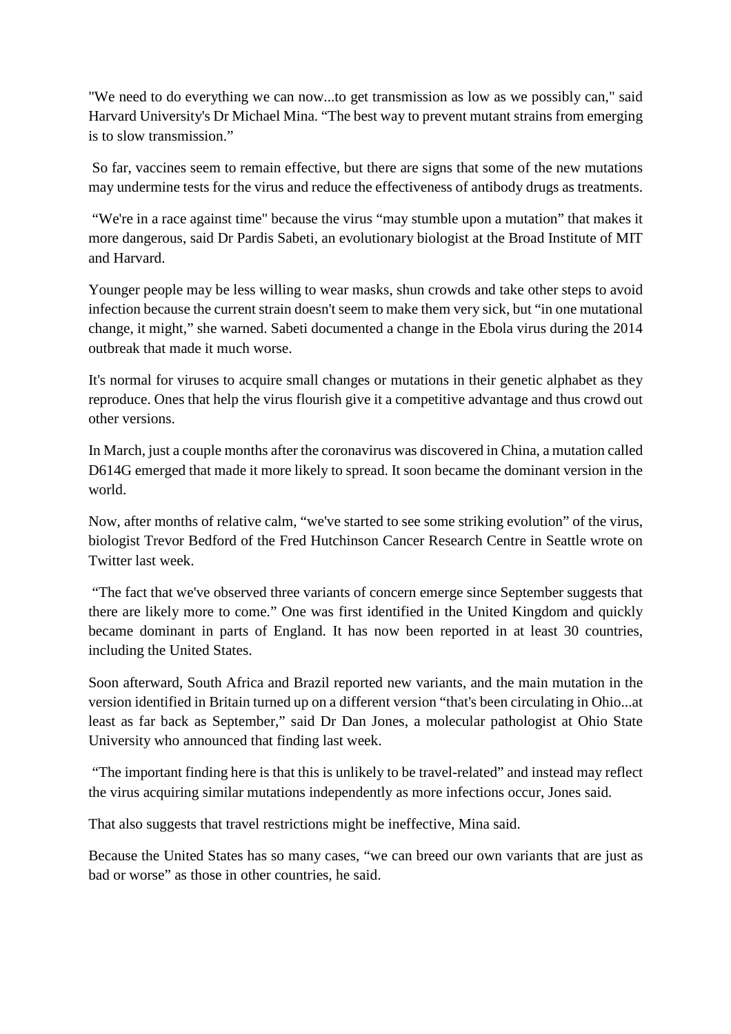"We need to do everything we can now...to get transmission as low as we possibly can," said Harvard University's Dr Michael Mina. "The best way to prevent mutant strains from emerging is to slow transmission."

So far, vaccines seem to remain effective, but there are signs that some of the new mutations may undermine tests for the virus and reduce the effectiveness of antibody drugs as treatments.

"We're in a race against time" because the virus "may stumble upon a mutation" that makes it more dangerous, said Dr Pardis Sabeti, an evolutionary biologist at the Broad Institute of MIT and Harvard.

Younger people may be less willing to wear masks, shun crowds and take other steps to avoid infection because the current strain doesn't seem to make them very sick, but "in one mutational change, it might," she warned. Sabeti documented a change in the Ebola virus during the 2014 outbreak that made it much worse.

It's normal for viruses to acquire small changes or mutations in their genetic alphabet as they reproduce. Ones that help the virus flourish give it a competitive advantage and thus crowd out other versions.

In March, just a couple months after the coronavirus was discovered in China, a mutation called D614G emerged that made it more likely to spread. It soon became the dominant version in the world.

Now, after months of relative calm, "we've started to see some striking evolution" of the virus, biologist Trevor Bedford of the Fred Hutchinson Cancer Research Centre in Seattle wrote on Twitter last week.

"The fact that we've observed three variants of concern emerge since September suggests that there are likely more to come." One was first identified in the United Kingdom and quickly became dominant in parts of England. It has now been reported in at least 30 countries, including the United States.

Soon afterward, South Africa and Brazil reported new variants, and the main mutation in the version identified in Britain turned up on a different version "that's been circulating in Ohio...at least as far back as September," said Dr Dan Jones, a molecular pathologist at Ohio State University who announced that finding last week.

"The important finding here is that this is unlikely to be travel-related" and instead may reflect the virus acquiring similar mutations independently as more infections occur, Jones said.

That also suggests that travel restrictions might be ineffective, Mina said.

Because the United States has so many cases, "we can breed our own variants that are just as bad or worse" as those in other countries, he said.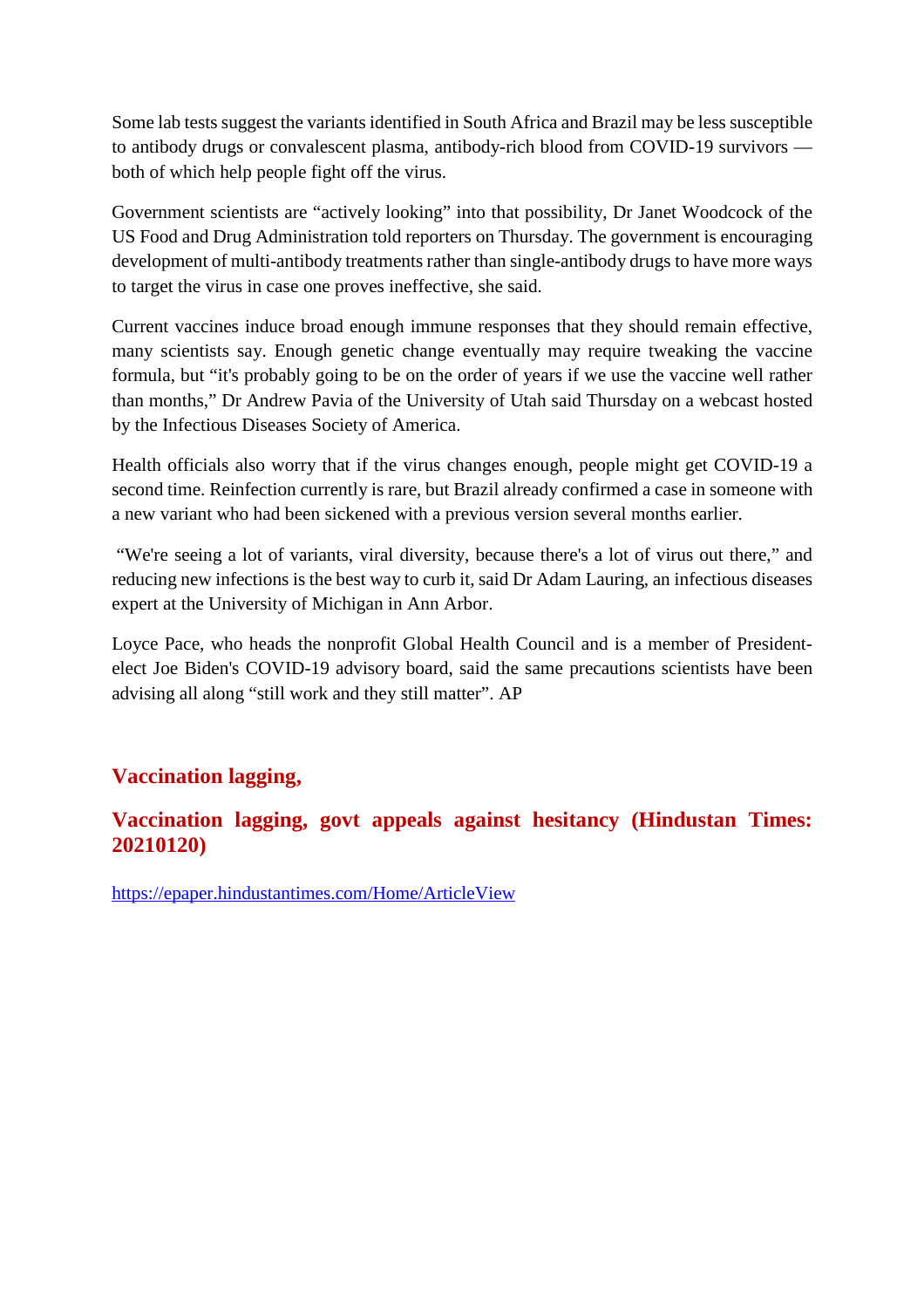Some lab tests suggest the variants identified in South Africa and Brazil may be less susceptible to antibody drugs or convalescent plasma, antibody-rich blood from COVID-19 survivors — both of which help people fight off the virus.

Government scientists are "actively looking" into that possibility, Dr Janet Woodcock of the US Food and Drug Administration told reporters on Thursday. The government is encouraging development of multi-antibody treatments rather than single-antibody drugs to have more ways to target the virus in case one proves ineffective, she said.

Current vaccines induce broad enough immune responses that they should remain effective, many scientists say. Enough genetic change eventually may require tweaking the vaccine formula, but "it's probably going to be on the order of years if we use the vaccine well rather than months," Dr Andrew Pavia of the University of Utah said Thursday on a webcast hosted by the Infectious Diseases Society of America.

Health officials also worry that if the virus changes enough, people might get COVID-19 a second time. Reinfection currently is rare, but Brazil already confirmed a case in someone with a new variant who had been sickened with a previous version several months earlier.

"We're seeing a lot of variants, viral diversity, because there's a lot of virus out there," and reducing new infections is the best way to curb it, said Dr Adam Lauring, an infectious diseases expert at the University of Michigan in Ann Arbor.

Loyce Pace, who heads the nonprofit Global Health Council and is a member of President-elect Joe Biden's COVID-19 advisory board, said the same precautions scientists have been advising all along "still work and they still matter". AP

## Vaccination lagging,

## Vaccination lagging, govt appeals against hesitancy (Hindustan Times: 20210120)

https://epaper.hindustantimes.com/Home/ArticleView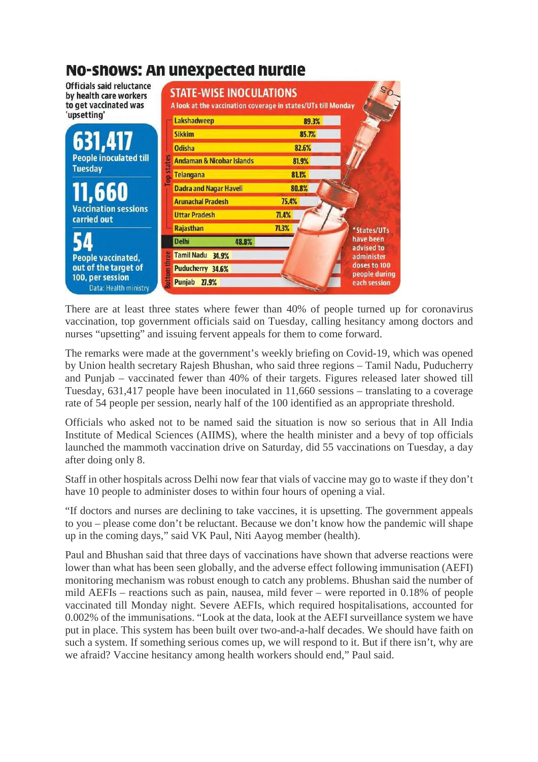# No-shows: An unexpected hurdle

Officials said reluctance by health care workers to get vaccinated was 'upsetting'

**631,417**
People inoculated till Tuesday

**11,660**
Vaccination sessions carried out

**54**
People vaccinated, out of the target of 100, per session

Data: Health ministry

## STATE-WISE INOCULATIONS

A look at the vaccination coverage in states/UTs till Monday

| | State/UT | Coverage |
|---|---|---|
| Top states | Lakshadweep | 89.3% |
| | Sikkim | 85.7% |
| | Odisha | 82.6% |
| | Andaman & Nicobar Islands | 81.9% |
| | Telangana | 81.1% |
| | Dadra and Nagar Haveli | 80.8% |
| | Arunachal Pradesh | 75.4% |
| | Uttar Pradesh | 71.4% |
| | Rajasthan | 71.3% |
| | Delhi | 48.8% |
| Bottom three | Tamil Nadu | 34.9% |
| | Puducherry | 34.6% |
| | Punjab | 27.9% |

*States/UTs have been advised to administer doses to 100 people during each session

There are at least three states where fewer than 40% of people turned up for coronavirus vaccination, top government officials said on Tuesday, calling hesitancy among doctors and nurses "upsetting" and issuing fervent appeals for them to come forward.

The remarks were made at the government's weekly briefing on Covid-19, which was opened by Union health secretary Rajesh Bhushan, who said three regions – Tamil Nadu, Puducherry and Punjab – vaccinated fewer than 40% of their targets. Figures released later showed till Tuesday, 631,417 people have been inoculated in 11,660 sessions – translating to a coverage rate of 54 people per session, nearly half of the 100 identified as an appropriate threshold.

Officials who asked not to be named said the situation is now so serious that in All India Institute of Medical Sciences (AIIMS), where the health minister and a bevy of top officials launched the mammoth vaccination drive on Saturday, did 55 vaccinations on Tuesday, a day after doing only 8.

Staff in other hospitals across Delhi now fear that vials of vaccine may go to waste if they don't have 10 people to administer doses to within four hours of opening a vial.

"If doctors and nurses are declining to take vaccines, it is upsetting. The government appeals to you – please come don't be reluctant. Because we don't know how the pandemic will shape up in the coming days," said VK Paul, Niti Aayog member (health).

Paul and Bhushan said that three days of vaccinations have shown that adverse reactions were lower than what has been seen globally, and the adverse effect following immunisation (AEFI) monitoring mechanism was robust enough to catch any problems. Bhushan said the number of mild AEFIs – reactions such as pain, nausea, mild fever – were reported in 0.18% of people vaccinated till Monday night. Severe AEFIs, which required hospitalisations, accounted for 0.002% of the immunisations. "Look at the data, look at the AEFI surveillance system we have put in place. This system has been built over two-and-a-half decades. We should have faith on such a system. If something serious comes up, we will respond to it. But if there isn't, why are we afraid? Vaccine hesitancy among health workers should end," Paul said.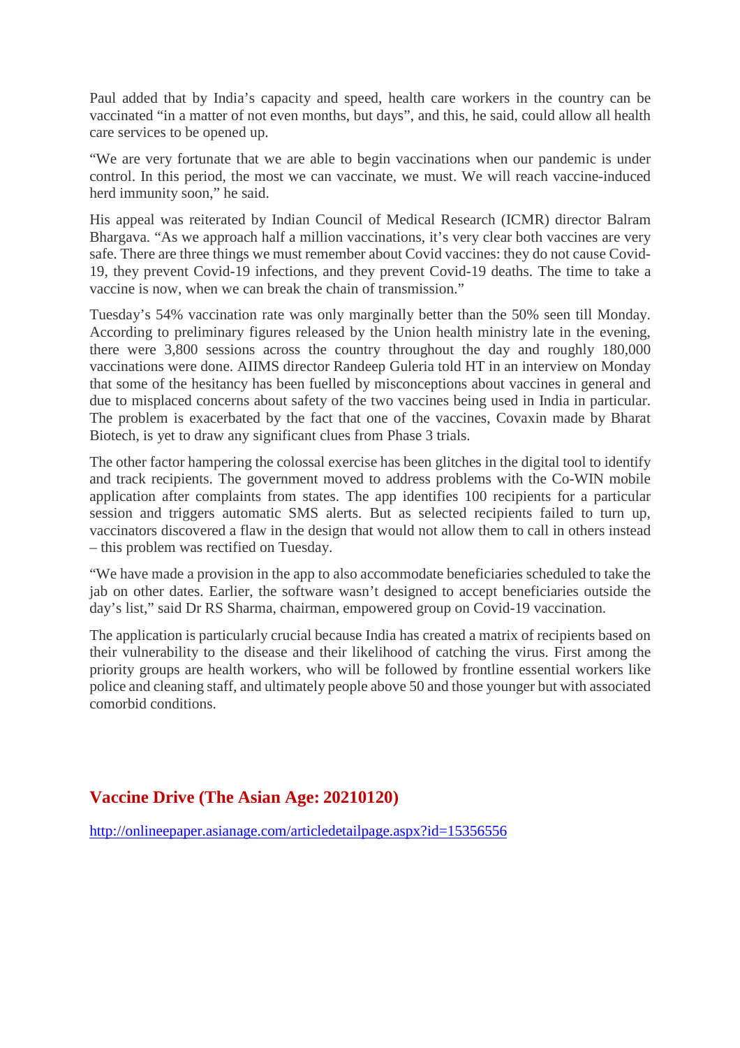Paul added that by India's capacity and speed, health care workers in the country can be vaccinated "in a matter of not even months, but days", and this, he said, could allow all health care services to be opened up.

"We are very fortunate that we are able to begin vaccinations when our pandemic is under control. In this period, the most we can vaccinate, we must. We will reach vaccine-induced herd immunity soon," he said.

His appeal was reiterated by Indian Council of Medical Research (ICMR) director Balram Bhargava. "As we approach half a million vaccinations, it's very clear both vaccines are very safe. There are three things we must remember about Covid vaccines: they do not cause Covid-19, they prevent Covid-19 infections, and they prevent Covid-19 deaths. The time to take a vaccine is now, when we can break the chain of transmission."

Tuesday's 54% vaccination rate was only marginally better than the 50% seen till Monday. According to preliminary figures released by the Union health ministry late in the evening, there were 3,800 sessions across the country throughout the day and roughly 180,000 vaccinations were done. AIIMS director Randeep Guleria told HT in an interview on Monday that some of the hesitancy has been fuelled by misconceptions about vaccines in general and due to misplaced concerns about safety of the two vaccines being used in India in particular. The problem is exacerbated by the fact that one of the vaccines, Covaxin made by Bharat Biotech, is yet to draw any significant clues from Phase 3 trials.

The other factor hampering the colossal exercise has been glitches in the digital tool to identify and track recipients. The government moved to address problems with the Co-WIN mobile application after complaints from states. The app identifies 100 recipients for a particular session and triggers automatic SMS alerts. But as selected recipients failed to turn up, vaccinators discovered a flaw in the design that would not allow them to call in others instead – this problem was rectified on Tuesday.

"We have made a provision in the app to also accommodate beneficiaries scheduled to take the jab on other dates. Earlier, the software wasn't designed to accept beneficiaries outside the day's list," said Dr RS Sharma, chairman, empowered group on Covid-19 vaccination.

The application is particularly crucial because India has created a matrix of recipients based on their vulnerability to the disease and their likelihood of catching the virus. First among the priority groups are health workers, who will be followed by frontline essential workers like police and cleaning staff, and ultimately people above 50 and those younger but with associated comorbid conditions.

## Vaccine Drive (The Asian Age: 20210120)

http://onlineepaper.asianage.com/articledetailpage.aspx?id=15356556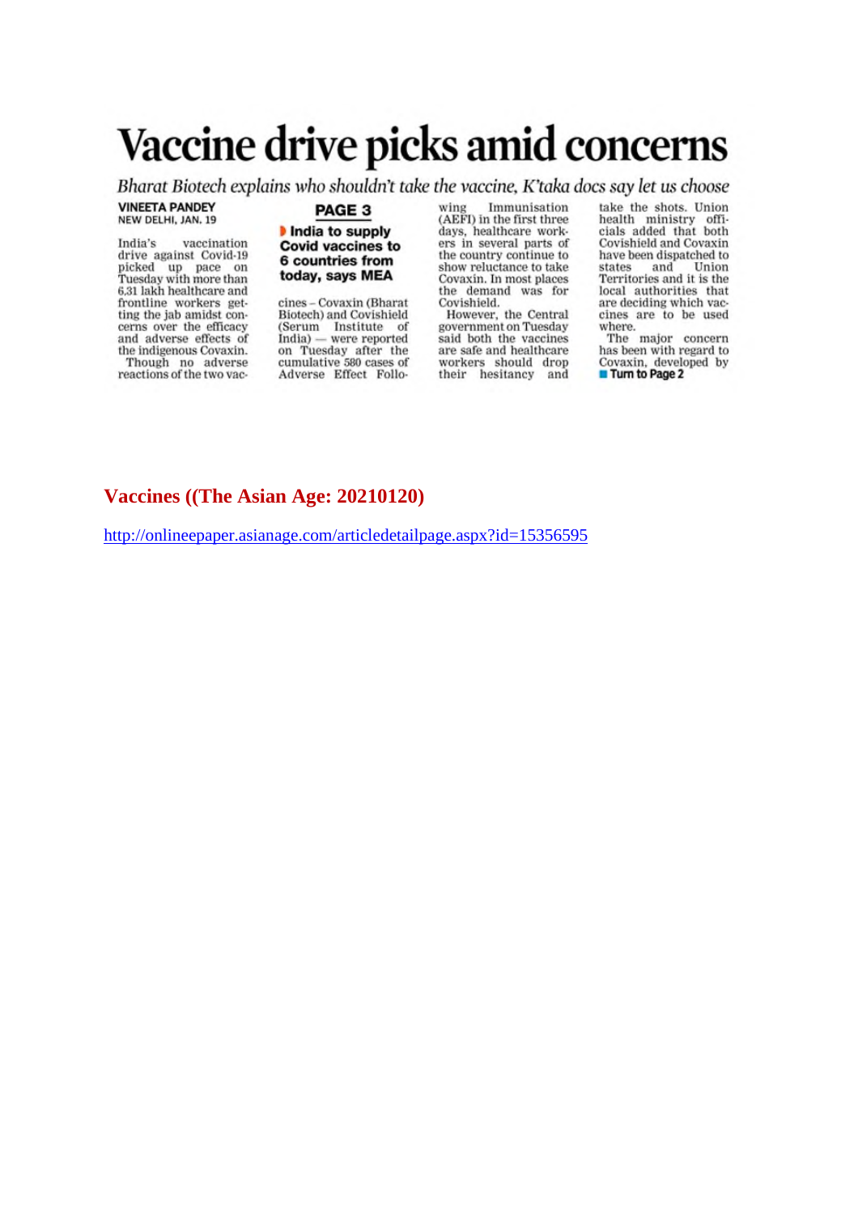# Vaccine drive picks amid concerns

*Bharat Biotech explains who shouldn't take the vaccine, K'taka docs say let us choose*

**VINEETA PANDEY**
NEW DELHI, JAN. 19

India's vaccination drive against Covid-19 picked up pace on Tuesday with more than 6.31 lakh healthcare and frontline workers getting the jab amidst concerns over the efficacy and adverse effects of the indigenous Covaxin.

Though no adverse reactions of the two vaccines – Covaxin (Bharat Biotech) and Covishield (Serum Institute of India) — were reported on Tuesday after the cumulative 580 cases of Adverse Effect Following Immunisation (AEFI) in the first three days, healthcare workers in several parts of the country continue to show reluctance to take Covaxin. In most places the demand was for Covishield.

However, the Central government on Tuesday said both the vaccines are safe and healthcare workers should drop their hesitancy and take the shots. Union health ministry officials added that both Covishield and Covaxin have been dispatched to states and Union Territories and it is the local authorities that are deciding which vaccines are to be used where.

The major concern has been with regard to Covaxin, developed by

**Turn to Page 2**

**PAGE 3**

**India to supply Covid vaccines to 6 countries from today, says MEA**

## Vaccines ((The Asian Age: 20210120)

http://onlineepaper.asianage.com/articledetailpage.aspx?id=15356595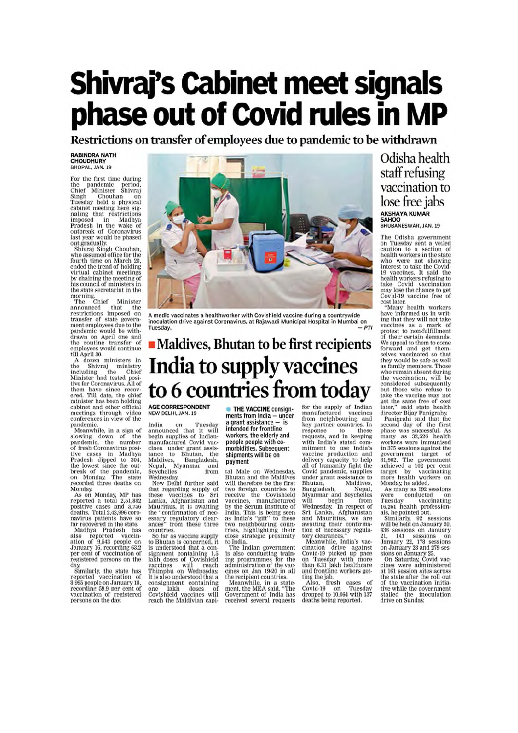# Shivraj's Cabinet meet signals phase out of Covid rules in MP

## Restrictions on transfer of employees due to pandemic to be withdrawn

**RABINDRA NATH CHOUDHURY**
BHOPAL, JAN. 19

For the first time during the pandemic period, Chief Minister Shivraj Singh Chouhan on Tuesday held a physical cabinet meeting here signaling that restrictions imposed in Madhya Pradesh in the wake of outbreak of Coronavirus last year would be phased out gradually.

Shivraj Singh Chouhan, who assumed office for the fourth time on March 20, ended the trend of holding virtual cabinet meetings by chairing the meeting of his council of ministers in the state secretariat in the morning.

The Chief Minister announced that the restrictions imposed on transfer of state government employees due to the pandemic would be withdrawn on April one and the routine transfer of employees would continue till April 30.

A dozen ministers in the Shivraj ministry including the Chief Minister had tested positive for Coronavirus. All of them have since recovered. Till date, the chief minister has been holding cabinet and other official meetings through video conferences in view of the pandemic.

Meanwhile, in a sign of slowing down of the pandemic, the number of fresh Coronavirus positive cases in Madhya Pradesh dipped to 304, the lowest since the outbreak of the pandemic, on Monday. The state recorded three deaths on Monday.

As on Monday, MP has reported a total 2,51,882 positive cases and 3,756 deaths. Total 2,42,996 coronavirus patients have so far recovered in the state.

Madhya Pradesh has also reported vaccination of 9,543 people on January 16, recording 63.2 per cent of vaccination of registered persons on the day.

Similarly, the state has reported vaccination of 8,995 people on January 18, recording 59.9 per cent of vaccination of registered persons on the day.

A medic vaccinates a healthworker with Covishield vaccine during a countrywide inoculation drive against Coronavirus, at Rajawadi Municipal Hospital in Mumbai on Tuesday. — *PTI*

## ■ Maldives, Bhutan to be first recipients

# India to supply vaccines to 6 countries from today

**AGE CORRESPONDENT**
NEW DELHI, JAN. 19

India on Tuesday announced that it will begin supplies of Indian-manufactured Covid vaccines under grant assistance to Bhutan, the Maldives, Bangladesh, Nepal, Myanmar and Seychelles from Wednesday.

New Delhi further said that regarding supply of these vaccines to Sri Lanka, Afghanistan and Mauritius, it is awaiting the "confirmation of necessary regulatory clearances" from these three countries.

So far as vaccine supply to Bhutan is concerned, it is understood that a consignment containing 1.5 lakh doses of Covishield vaccines will reach Thimphu on Wednesday. It is also understood that a consignment containing one lakh doses of Covishield vaccines will reach the Maldivian capital Male on Wednesday. Bhutan and the Maldives will therefore be the first two foreign countries to receive the Covishield vaccines, manufactured by the Serum Institute of India. This is being seen as India's "gift" to these two neighbouring countries, highlighting their close strategic proximity to India.

**THE VACCINE consignments from India — under a grant assistance — is intended for frontline workers, the elderly and people people with co-morbidities. Subsequent shipments will be on payment**

The Indian government is also conducting training programmes for the administration of the vaccines on Jan 19-20 in all the recipient countries.

Meanwhile, in a statement, the MEA said, "The Government of India has received several requests for the supply of Indian manufactured vaccines from neighbouring and key partner countries. In response to these requests, and in keeping with India's stated commitment to use India's vaccine production and delivery capacity to help all of humanity fight the Covid pandemic, supplies under grant assistance to Bhutan, Maldives, Bangladesh, Nepal, Myanmar and Seychelles will begin from Wednesday. In respect of Sri Lanka, Afghanistan and Mauritius, we are awaiting their confirmation of necessary regulatory clearances."

Meanwhile, India's vaccination drive against Covid-19 picked up pace on Tuesday with more than 6.31 lakh healthcare and frontline workers getting the jab.

Also, fresh cases of Covid-19 on Tuesday dropped to 10,064 with 137 deaths being reported.

# Odisha health staff refusing vaccination to lose free jabs

**AKSHAYA KUMAR SAHOO**
BHUBANESWAR, JAN. 19

The Odisha government on Tuesday sent a veiled caution to a section of health workers in the state who were not showing interest to take the Covid-19 vaccines. It said the health workers refusing to take Covid vaccination may lose the chance to get Covid-19 vaccine free of cost later.

"Many health workers have informed us in writing that they will not take vaccines as a mark of protest to non-fulfillment of their certain demands. We appeal to them to come forward and get themselves vaccinated so that they would be safe as well as family members. Those who remain absent during the vaccination, will be considered subsequently but those who refuse to take the vaccine may not get the same free of cost later," said state health director Bijay Panigrahy.

Panigrahi said that the second day of the first phase was successful. As many as 32,526 health workers were immunised in 375 sessions against the government target of 31,902. The government achieved a 102 per cent target by vaccinating more health workers on Monday, he added.

As many as 192 sessions were conducted on Tuesday vaccinating 16,261 health professionals, he pointed out.

Similarly, 92 sessions will be held on January 20, 436 sessions on January 21, 141 sessions on January 22, 178 sessions on January 23 and 279 sessions on January 25.

On Saturday, Covid vaccines were administered at 161 session sites across the state after the roll out of the vaccination initiative while the government stalled the inoculation drive on Sunday.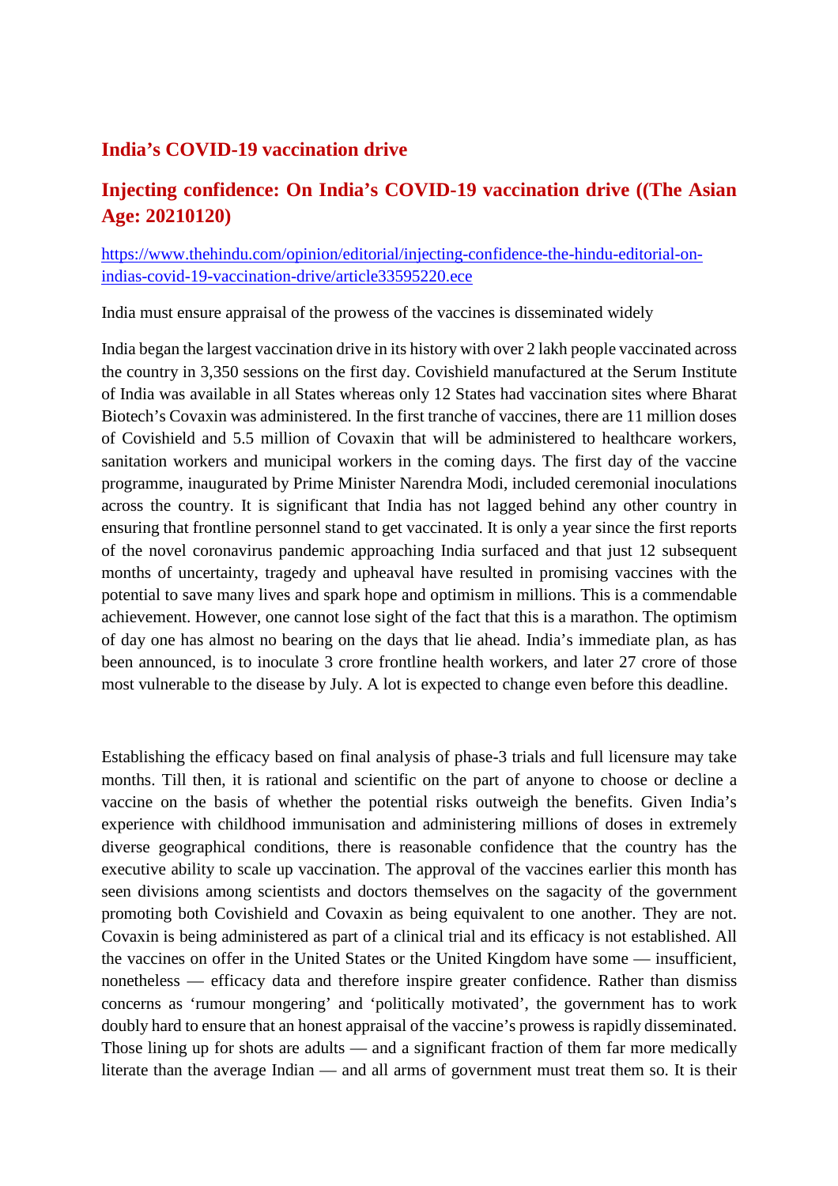## India's COVID-19 vaccination drive

## Injecting confidence: On India's COVID-19 vaccination drive ((The Asian Age: 20210120)

https://www.thehindu.com/opinion/editorial/injecting-confidence-the-hindu-editorial-on-indias-covid-19-vaccination-drive/article33595220.ece

India must ensure appraisal of the prowess of the vaccines is disseminated widely

India began the largest vaccination drive in its history with over 2 lakh people vaccinated across the country in 3,350 sessions on the first day. Covishield manufactured at the Serum Institute of India was available in all States whereas only 12 States had vaccination sites where Bharat Biotech's Covaxin was administered. In the first tranche of vaccines, there are 11 million doses of Covishield and 5.5 million of Covaxin that will be administered to healthcare workers, sanitation workers and municipal workers in the coming days. The first day of the vaccine programme, inaugurated by Prime Minister Narendra Modi, included ceremonial inoculations across the country. It is significant that India has not lagged behind any other country in ensuring that frontline personnel stand to get vaccinated. It is only a year since the first reports of the novel coronavirus pandemic approaching India surfaced and that just 12 subsequent months of uncertainty, tragedy and upheaval have resulted in promising vaccines with the potential to save many lives and spark hope and optimism in millions. This is a commendable achievement. However, one cannot lose sight of the fact that this is a marathon. The optimism of day one has almost no bearing on the days that lie ahead. India's immediate plan, as has been announced, is to inoculate 3 crore frontline health workers, and later 27 crore of those most vulnerable to the disease by July. A lot is expected to change even before this deadline.

Establishing the efficacy based on final analysis of phase-3 trials and full licensure may take months. Till then, it is rational and scientific on the part of anyone to choose or decline a vaccine on the basis of whether the potential risks outweigh the benefits. Given India's experience with childhood immunisation and administering millions of doses in extremely diverse geographical conditions, there is reasonable confidence that the country has the executive ability to scale up vaccination. The approval of the vaccines earlier this month has seen divisions among scientists and doctors themselves on the sagacity of the government promoting both Covishield and Covaxin as being equivalent to one another. They are not. Covaxin is being administered as part of a clinical trial and its efficacy is not established. All the vaccines on offer in the United States or the United Kingdom have some — insufficient, nonetheless — efficacy data and therefore inspire greater confidence. Rather than dismiss concerns as 'rumour mongering' and 'politically motivated', the government has to work doubly hard to ensure that an honest appraisal of the vaccine's prowess is rapidly disseminated. Those lining up for shots are adults — and a significant fraction of them far more medically literate than the average Indian — and all arms of government must treat them so. It is their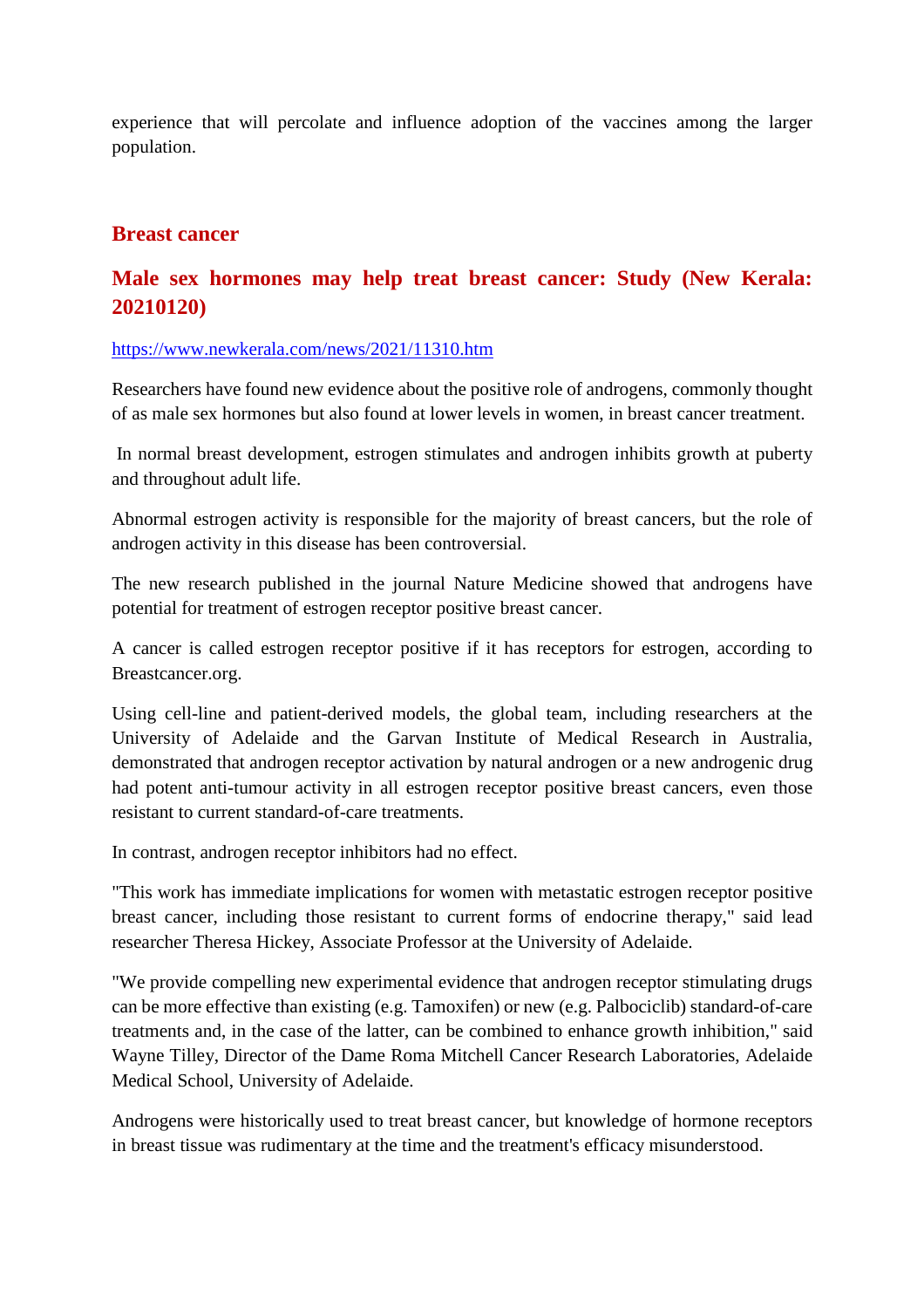experience that will percolate and influence adoption of the vaccines among the larger population.

## Breast cancer

### Male sex hormones may help treat breast cancer: Study (New Kerala: 20210120)

https://www.newkerala.com/news/2021/11310.htm

Researchers have found new evidence about the positive role of androgens, commonly thought of as male sex hormones but also found at lower levels in women, in breast cancer treatment.

In normal breast development, estrogen stimulates and androgen inhibits growth at puberty and throughout adult life.

Abnormal estrogen activity is responsible for the majority of breast cancers, but the role of androgen activity in this disease has been controversial.

The new research published in the journal Nature Medicine showed that androgens have potential for treatment of estrogen receptor positive breast cancer.

A cancer is called estrogen receptor positive if it has receptors for estrogen, according to Breastcancer.org.

Using cell-line and patient-derived models, the global team, including researchers at the University of Adelaide and the Garvan Institute of Medical Research in Australia, demonstrated that androgen receptor activation by natural androgen or a new androgenic drug had potent anti-tumour activity in all estrogen receptor positive breast cancers, even those resistant to current standard-of-care treatments.

In contrast, androgen receptor inhibitors had no effect.

"This work has immediate implications for women with metastatic estrogen receptor positive breast cancer, including those resistant to current forms of endocrine therapy," said lead researcher Theresa Hickey, Associate Professor at the University of Adelaide.

"We provide compelling new experimental evidence that androgen receptor stimulating drugs can be more effective than existing (e.g. Tamoxifen) or new (e.g. Palbociclib) standard-of-care treatments and, in the case of the latter, can be combined to enhance growth inhibition," said Wayne Tilley, Director of the Dame Roma Mitchell Cancer Research Laboratories, Adelaide Medical School, University of Adelaide.

Androgens were historically used to treat breast cancer, but knowledge of hormone receptors in breast tissue was rudimentary at the time and the treatment's efficacy misunderstood.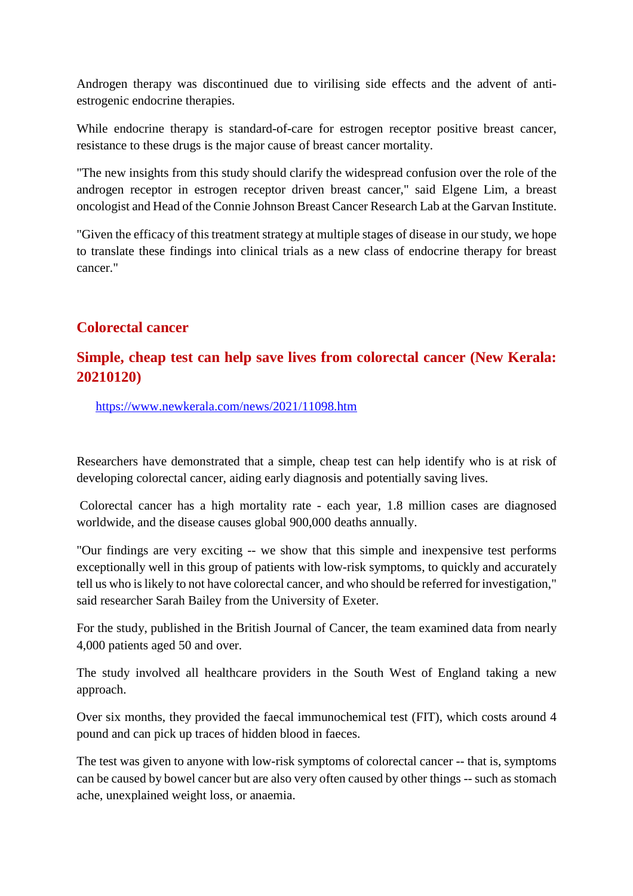Androgen therapy was discontinued due to virilising side effects and the advent of anti-estrogenic endocrine therapies.

While endocrine therapy is standard-of-care for estrogen receptor positive breast cancer, resistance to these drugs is the major cause of breast cancer mortality.

"The new insights from this study should clarify the widespread confusion over the role of the androgen receptor in estrogen receptor driven breast cancer," said Elgene Lim, a breast oncologist and Head of the Connie Johnson Breast Cancer Research Lab at the Garvan Institute.

"Given the efficacy of this treatment strategy at multiple stages of disease in our study, we hope to translate these findings into clinical trials as a new class of endocrine therapy for breast cancer."

## Colorectal cancer

## Simple, cheap test can help save lives from colorectal cancer (New Kerala: 20210120)

https://www.newkerala.com/news/2021/11098.htm

Researchers have demonstrated that a simple, cheap test can help identify who is at risk of developing colorectal cancer, aiding early diagnosis and potentially saving lives.

Colorectal cancer has a high mortality rate - each year, 1.8 million cases are diagnosed worldwide, and the disease causes global 900,000 deaths annually.

"Our findings are very exciting -- we show that this simple and inexpensive test performs exceptionally well in this group of patients with low-risk symptoms, to quickly and accurately tell us who is likely to not have colorectal cancer, and who should be referred for investigation," said researcher Sarah Bailey from the University of Exeter.

For the study, published in the British Journal of Cancer, the team examined data from nearly 4,000 patients aged 50 and over.

The study involved all healthcare providers in the South West of England taking a new approach.

Over six months, they provided the faecal immunochemical test (FIT), which costs around 4 pound and can pick up traces of hidden blood in faeces.

The test was given to anyone with low-risk symptoms of colorectal cancer -- that is, symptoms can be caused by bowel cancer but are also very often caused by other things -- such as stomach ache, unexplained weight loss, or anaemia.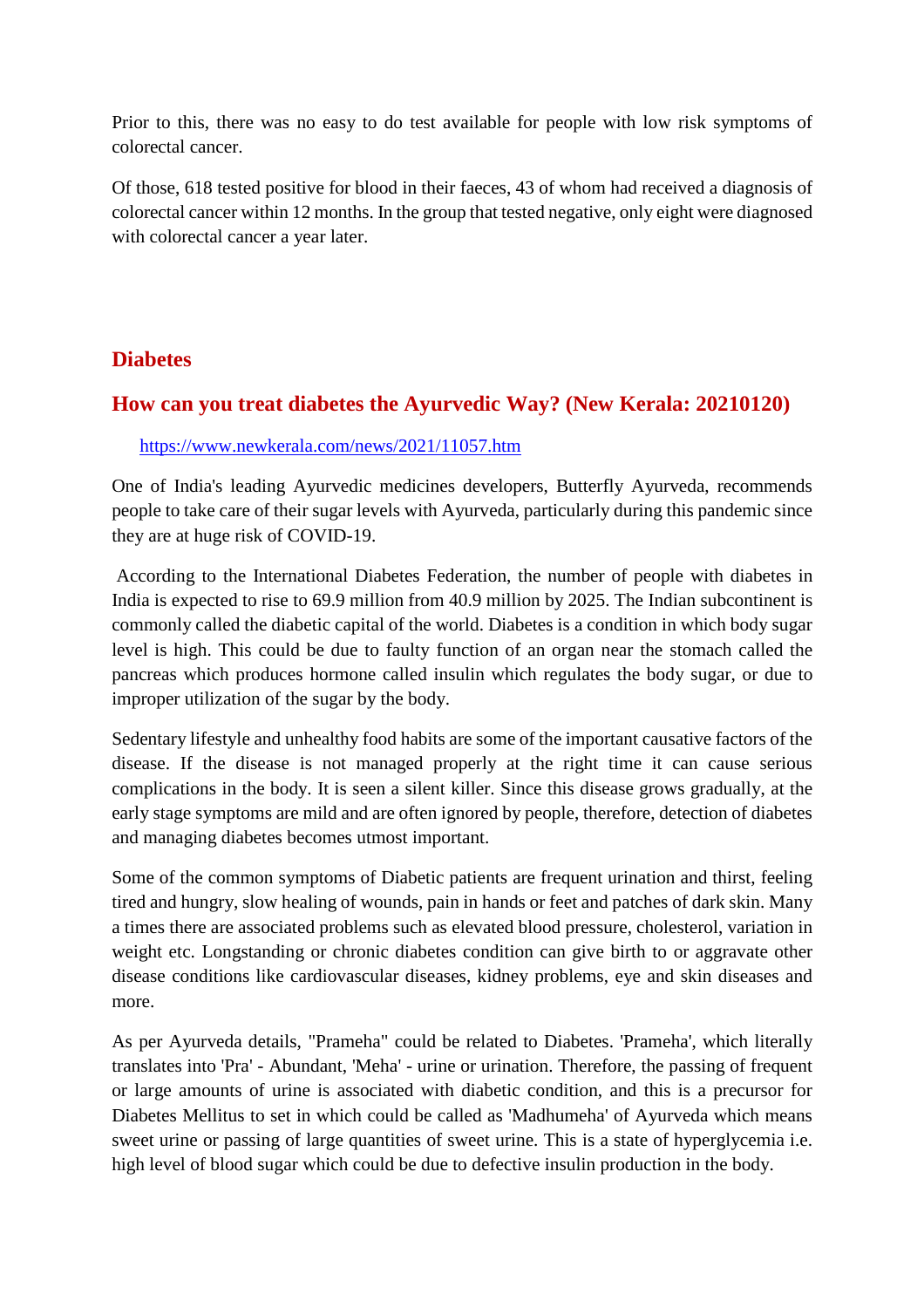Prior to this, there was no easy to do test available for people with low risk symptoms of colorectal cancer.

Of those, 618 tested positive for blood in their faeces, 43 of whom had received a diagnosis of colorectal cancer within 12 months. In the group that tested negative, only eight were diagnosed with colorectal cancer a year later.

## Diabetes

### How can you treat diabetes the Ayurvedic Way? (New Kerala: 20210120)

https://www.newkerala.com/news/2021/11057.htm

One of India's leading Ayurvedic medicines developers, Butterfly Ayurveda, recommends people to take care of their sugar levels with Ayurveda, particularly during this pandemic since they are at huge risk of COVID-19.

According to the International Diabetes Federation, the number of people with diabetes in India is expected to rise to 69.9 million from 40.9 million by 2025. The Indian subcontinent is commonly called the diabetic capital of the world. Diabetes is a condition in which body sugar level is high. This could be due to faulty function of an organ near the stomach called the pancreas which produces hormone called insulin which regulates the body sugar, or due to improper utilization of the sugar by the body.

Sedentary lifestyle and unhealthy food habits are some of the important causative factors of the disease. If the disease is not managed properly at the right time it can cause serious complications in the body. It is seen a silent killer. Since this disease grows gradually, at the early stage symptoms are mild and are often ignored by people, therefore, detection of diabetes and managing diabetes becomes utmost important.

Some of the common symptoms of Diabetic patients are frequent urination and thirst, feeling tired and hungry, slow healing of wounds, pain in hands or feet and patches of dark skin. Many a times there are associated problems such as elevated blood pressure, cholesterol, variation in weight etc. Longstanding or chronic diabetes condition can give birth to or aggravate other disease conditions like cardiovascular diseases, kidney problems, eye and skin diseases and more.

As per Ayurveda details, "Prameha" could be related to Diabetes. 'Prameha', which literally translates into 'Pra' - Abundant, 'Meha' - urine or urination. Therefore, the passing of frequent or large amounts of urine is associated with diabetic condition, and this is a precursor for Diabetes Mellitus to set in which could be called as 'Madhumeha' of Ayurveda which means sweet urine or passing of large quantities of sweet urine. This is a state of hyperglycemia i.e. high level of blood sugar which could be due to defective insulin production in the body.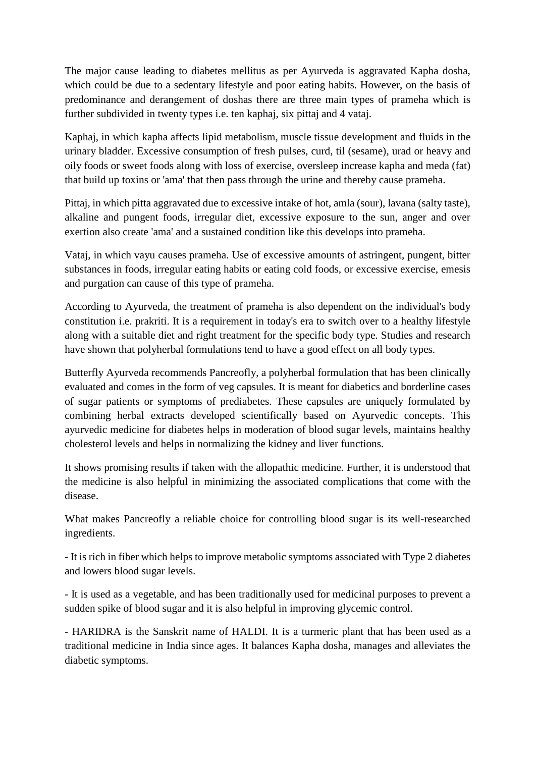The major cause leading to diabetes mellitus as per Ayurveda is aggravated Kapha dosha, which could be due to a sedentary lifestyle and poor eating habits. However, on the basis of predominance and derangement of doshas there are three main types of prameha which is further subdivided in twenty types i.e. ten kaphaj, six pittaj and 4 vataj.

Kaphaj, in which kapha affects lipid metabolism, muscle tissue development and fluids in the urinary bladder. Excessive consumption of fresh pulses, curd, til (sesame), urad or heavy and oily foods or sweet foods along with loss of exercise, oversleep increase kapha and meda (fat) that build up toxins or 'ama' that then pass through the urine and thereby cause prameha.

Pittaj, in which pitta aggravated due to excessive intake of hot, amla (sour), lavana (salty taste), alkaline and pungent foods, irregular diet, excessive exposure to the sun, anger and over exertion also create 'ama' and a sustained condition like this develops into prameha.

Vataj, in which vayu causes prameha. Use of excessive amounts of astringent, pungent, bitter substances in foods, irregular eating habits or eating cold foods, or excessive exercise, emesis and purgation can cause of this type of prameha.

According to Ayurveda, the treatment of prameha is also dependent on the individual's body constitution i.e. prakriti. It is a requirement in today's era to switch over to a healthy lifestyle along with a suitable diet and right treatment for the specific body type. Studies and research have shown that polyherbal formulations tend to have a good effect on all body types.

Butterfly Ayurveda recommends Pancreofly, a polyherbal formulation that has been clinically evaluated and comes in the form of veg capsules. It is meant for diabetics and borderline cases of sugar patients or symptoms of prediabetes. These capsules are uniquely formulated by combining herbal extracts developed scientifically based on Ayurvedic concepts. This ayurvedic medicine for diabetes helps in moderation of blood sugar levels, maintains healthy cholesterol levels and helps in normalizing the kidney and liver functions.

It shows promising results if taken with the allopathic medicine. Further, it is understood that the medicine is also helpful in minimizing the associated complications that come with the disease.

What makes Pancreofly a reliable choice for controlling blood sugar is its well-researched ingredients.

- It is rich in fiber which helps to improve metabolic symptoms associated with Type 2 diabetes and lowers blood sugar levels.

- It is used as a vegetable, and has been traditionally used for medicinal purposes to prevent a sudden spike of blood sugar and it is also helpful in improving glycemic control.

- HARIDRA is the Sanskrit name of HALDI. It is a turmeric plant that has been used as a traditional medicine in India since ages. It balances Kapha dosha, manages and alleviates the diabetic symptoms.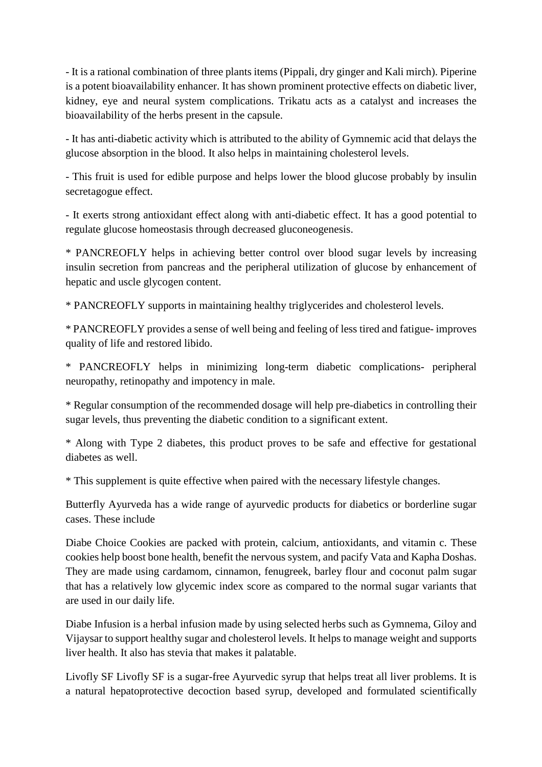- It is a rational combination of three plants items (Pippali, dry ginger and Kali mirch). Piperine is a potent bioavailability enhancer. It has shown prominent protective effects on diabetic liver, kidney, eye and neural system complications. Trikatu acts as a catalyst and increases the bioavailability of the herbs present in the capsule.

- It has anti-diabetic activity which is attributed to the ability of Gymnemic acid that delays the glucose absorption in the blood. It also helps in maintaining cholesterol levels.

- This fruit is used for edible purpose and helps lower the blood glucose probably by insulin secretagogue effect.

- It exerts strong antioxidant effect along with anti-diabetic effect. It has a good potential to regulate glucose homeostasis through decreased gluconeogenesis.

* PANCREOFLY helps in achieving better control over blood sugar levels by increasing insulin secretion from pancreas and the peripheral utilization of glucose by enhancement of hepatic and uscle glycogen content.

* PANCREOFLY supports in maintaining healthy triglycerides and cholesterol levels.

* PANCREOFLY provides a sense of well being and feeling of less tired and fatigue- improves quality of life and restored libido.

* PANCREOFLY helps in minimizing long-term diabetic complications- peripheral neuropathy, retinopathy and impotency in male.

* Regular consumption of the recommended dosage will help pre-diabetics in controlling their sugar levels, thus preventing the diabetic condition to a significant extent.

* Along with Type 2 diabetes, this product proves to be safe and effective for gestational diabetes as well.

* This supplement is quite effective when paired with the necessary lifestyle changes.

Butterfly Ayurveda has a wide range of ayurvedic products for diabetics or borderline sugar cases. These include

Diabe Choice Cookies are packed with protein, calcium, antioxidants, and vitamin c. These cookies help boost bone health, benefit the nervous system, and pacify Vata and Kapha Doshas. They are made using cardamom, cinnamon, fenugreek, barley flour and coconut palm sugar that has a relatively low glycemic index score as compared to the normal sugar variants that are used in our daily life.

Diabe Infusion is a herbal infusion made by using selected herbs such as Gymnema, Giloy and Vijaysar to support healthy sugar and cholesterol levels. It helps to manage weight and supports liver health. It also has stevia that makes it palatable.

Livofly SF Livofly SF is a sugar-free Ayurvedic syrup that helps treat all liver problems. It is a natural hepatoprotective decoction based syrup, developed and formulated scientifically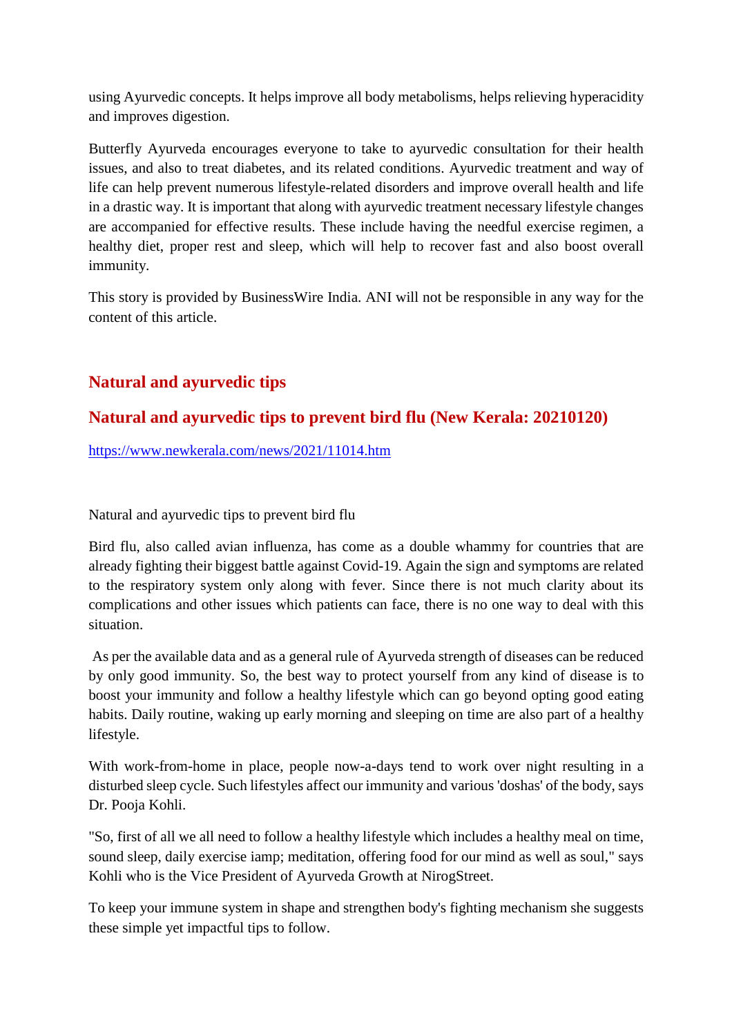using Ayurvedic concepts. It helps improve all body metabolisms, helps relieving hyperacidity and improves digestion.

Butterfly Ayurveda encourages everyone to take to ayurvedic consultation for their health issues, and also to treat diabetes, and its related conditions. Ayurvedic treatment and way of life can help prevent numerous lifestyle-related disorders and improve overall health and life in a drastic way. It is important that along with ayurvedic treatment necessary lifestyle changes are accompanied for effective results. These include having the needful exercise regimen, a healthy diet, proper rest and sleep, which will help to recover fast and also boost overall immunity.

This story is provided by BusinessWire India. ANI will not be responsible in any way for the content of this article.

## Natural and ayurvedic tips

## Natural and ayurvedic tips to prevent bird flu (New Kerala: 20210120)

https://www.newkerala.com/news/2021/11014.htm

Natural and ayurvedic tips to prevent bird flu

Bird flu, also called avian influenza, has come as a double whammy for countries that are already fighting their biggest battle against Covid-19. Again the sign and symptoms are related to the respiratory system only along with fever. Since there is not much clarity about its complications and other issues which patients can face, there is no one way to deal with this situation.

As per the available data and as a general rule of Ayurveda strength of diseases can be reduced by only good immunity. So, the best way to protect yourself from any kind of disease is to boost your immunity and follow a healthy lifestyle which can go beyond opting good eating habits. Daily routine, waking up early morning and sleeping on time are also part of a healthy lifestyle.

With work-from-home in place, people now-a-days tend to work over night resulting in a disturbed sleep cycle. Such lifestyles affect our immunity and various 'doshas' of the body, says Dr. Pooja Kohli.

"So, first of all we all need to follow a healthy lifestyle which includes a healthy meal on time, sound sleep, daily exercise iamp; meditation, offering food for our mind as well as soul," says Kohli who is the Vice President of Ayurveda Growth at NirogStreet.

To keep your immune system in shape and strengthen body's fighting mechanism she suggests these simple yet impactful tips to follow.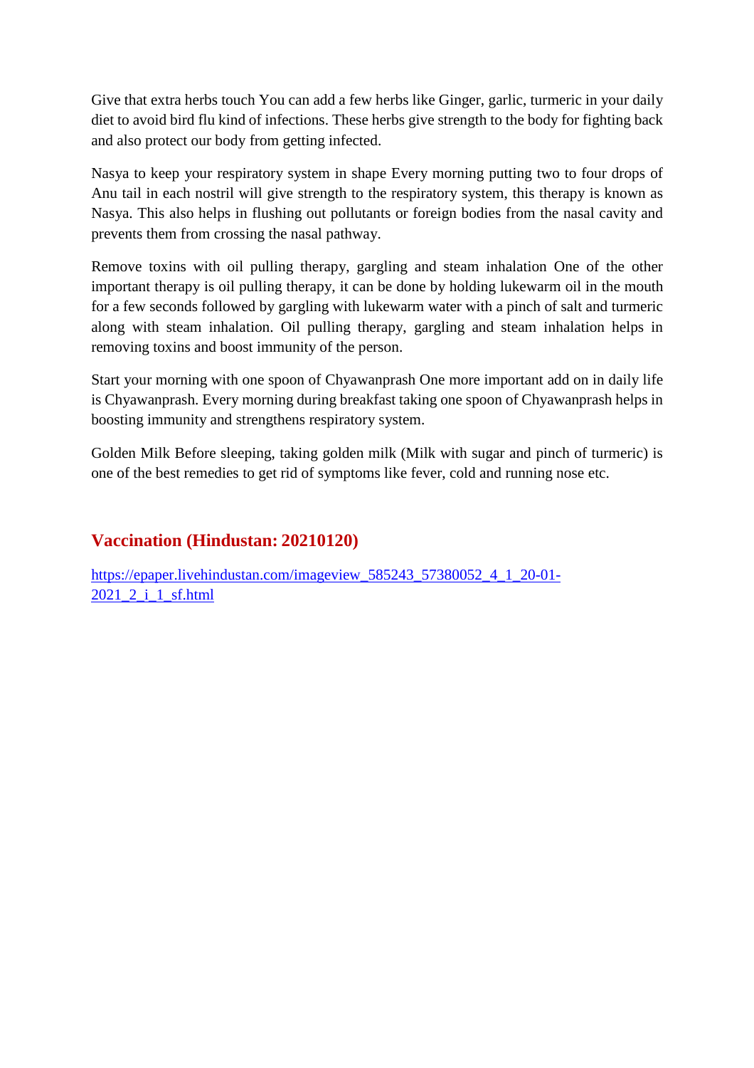Give that extra herbs touch You can add a few herbs like Ginger, garlic, turmeric in your daily diet to avoid bird flu kind of infections. These herbs give strength to the body for fighting back and also protect our body from getting infected.

Nasya to keep your respiratory system in shape Every morning putting two to four drops of Anu tail in each nostril will give strength to the respiratory system, this therapy is known as Nasya. This also helps in flushing out pollutants or foreign bodies from the nasal cavity and prevents them from crossing the nasal pathway.

Remove toxins with oil pulling therapy, gargling and steam inhalation One of the other important therapy is oil pulling therapy, it can be done by holding lukewarm oil in the mouth for a few seconds followed by gargling with lukewarm water with a pinch of salt and turmeric along with steam inhalation. Oil pulling therapy, gargling and steam inhalation helps in removing toxins and boost immunity of the person.

Start your morning with one spoon of Chyawanprash One more important add on in daily life is Chyawanprash. Every morning during breakfast taking one spoon of Chyawanprash helps in boosting immunity and strengthens respiratory system.

Golden Milk Before sleeping, taking golden milk (Milk with sugar and pinch of turmeric) is one of the best remedies to get rid of symptoms like fever, cold and running nose etc.

## Vaccination (Hindustan: 20210120)

https://epaper.livehindustan.com/imageview_585243_57380052_4_1_20-01-2021_2_i_1_sf.html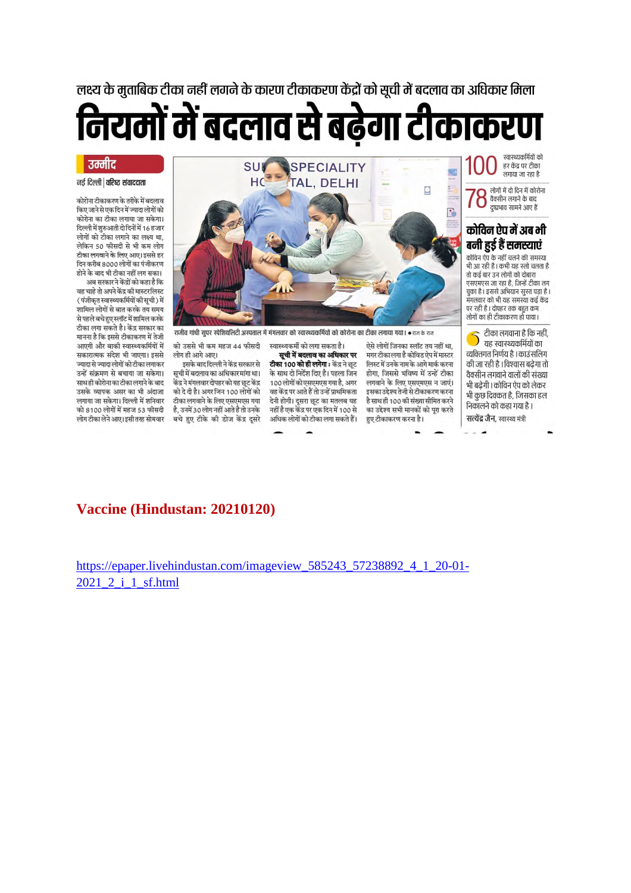लक्ष्य के मुताबिक टीका नहीं लगने के कारण टीकाकरण केंद्रों को सूची में बदलाव का अधिकार मिला

# नियमों में बदलाव से बढ़ेगा टीकाकरण

**उम्मीद**

नई दिल्ली | वरिष्ठ संवाददाता

कोरोना टीकाकरण के तरीके में बदलाव किए जाने से एक दिन में ज्यादा लोगों को कोरोना का टीका लगाया जा सकेगा। दिल्ली में शुरुआती दो दिनों में 16 हजार लोगों को टीका लगाने का लक्ष्य था, लेकिन 50 फीसदी से भी कम लोग टीका लगवाने के लिए आए। इससे हर दिन करीब 8000 लोगों का पंजीकरण होने के बाद भी टीका नहीं लग सका।

अब सरकार ने केंद्रों को कहा है कि वह चाहे तो अपने केंद्र की मास्टरलिस्ट (पंजीकृत स्वास्थ्यकर्मियों की सूची) में शामिल लोगों से बात करके तय समय से पहले बचे हुए स्लॉट में शामिल करके टीका लगा सकते है। केंद्र सरकार का मानना है कि इससे टीकाकरण में तेजी आएगी और बाकी स्वास्थ्यकर्मियों में सकारात्मक संदेश भी जाएगा। इससे ज्यादा से ज्यादा लोगों को टीका लगाकर उन्हें संक्रमण से बचाया जा सकेगा। साथ ही कोरोना का टीका लगाने के बाद उसके व्यापक असर का भी अंदाजा लगाया जा सकेगा। दिल्ली में शनिवार को 8100 लोगों में महज 53 फीसदी लोग टीका लेने आए। इसी तरह सोमवार को उससे भी कम महज 44 फीसदी लोग ही आगे आए।

इसके बाद दिल्ली ने केंद्र सरकार से सूची में बदलाव का अधिकार मांगा था। केंद्र ने मंगलवार दोपहर को यह छूट केंद्र को दे दी है। अगर जिन 100 लोगों को टीका लगवाने के लिए एसएमएस गया है, उनमें 30 लोग नहीं आते है तो उनके बचे हुए टीके की डोज केंद्र दूसरे स्वास्थ्यकर्मी को लगा सकता है।

**सूची में बदलाव का अधिकार पर टीका 100 को ही लगेगा :** केंद्र ने छूट के साथ दो निर्देश दिए है। पहला जिन 100 लोगों को एसएमएस गया है, अगर वह केंद्र पर आते हैं तो उन्हें प्राथमिकता देनी होगी। दूसरा छूट का मतलब यह नहीं है एक केंद्र पर एक दिन में 100 से अधिक लोगों को टीका लगा सकते हैं। ऐसे लोगों जिनका स्लॉट तय नहीं था, मगर टीका लगा है कोविड ऐप में मास्टर लिस्ट में उनके नाम के आगे मार्क करना होगा, जिससे भविष्य में उन्हें टीका लगवाने के लिए एसएमएस न जाएं। इसका उद्देश्य तेजी से टीकाकरण करना है साथ ही 100 की संख्या सीमित करने का उद्देश्य सभी मानकों को पूरा करते हुए टीकाकरण करना है।

राजीव गांधी सुपर स्पेशियलिटी अस्पताल में मंगलवार को स्वास्थ्यकर्मियों को कोरोना का टीका लगाया गया। • राज के राज

**100** स्वास्थ्यकर्मियों को हर केंद्र पर टीका लगाया जा रहा है

**78** लोगों में दो दिन में कोरोना वैक्सीन लगने के बाद दुष्प्रभाव सामने आए हैं

### कोविन ऐप में अब भी बनी हुई हैं समस्याएं

कोविन ऐप के नहीं चलने की समस्या भी आ रही है। कभी यह स्लो चलता है तो कई बार उन लोगों को दोबारा एसएमएस जा रहा है, जिन्हें टीका लग चुका है। इससे अभियान सुस्त पड़ा है। मंगलवार को भी यह समस्या कई केंद्र पर रही है। दोपहर तक बहुत कम लोगों का ही टीकाकरण हो पाया।

टीका लगवाना है कि नहीं, यह स्वास्थ्यकर्मियों का व्यक्तिगत निर्णय है। काउंसलिंग की जा रही है। विश्वास बढ़ेगा तो वैक्सीन लगवाने वालों की संख्या भी बढ़ेगी। कोविन ऐप को लेकर भी कुछ दिक्कत है, जिसका हल निकालने को कहा गया है।

**सत्येंद्र जैन,** स्वास्थ्य मंत्री

**Vaccine (Hindustan: 20210120)**

https://epaper.livehindustan.com/imageview_585243_57238892_4_1_20-01-2021_2_i_1_sf.html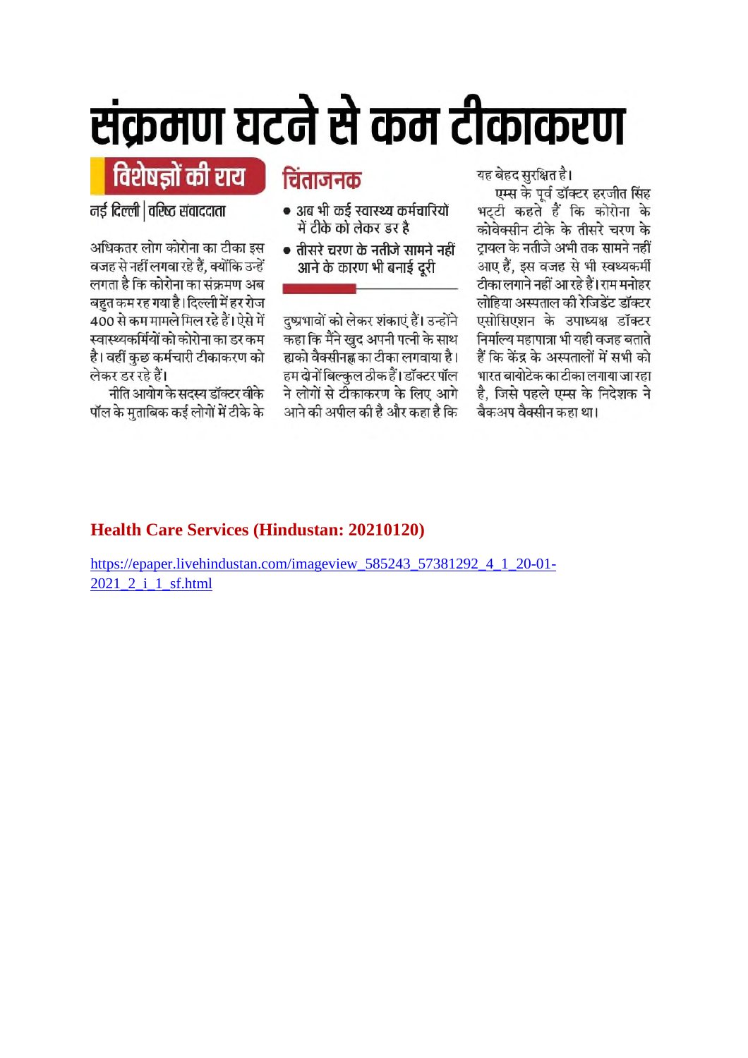# संक्रमण घटने से कम टीकाकरण

## विशेषज्ञों की राय

नई दिल्ली | वरिष्ठ संवाददाता

अधिकतर लोग कोरोना का टीका इस वजह से नहीं लगवा रहे हैं, क्योंकि उन्हें लगता है कि कोरोना का संक्रमण अब बहुत कम रह गया है। दिल्ली में हर रोज 400 से कम मामले मिल रहे हैं। ऐसे में स्वास्थ्यकर्मियों को कोरोना का डर कम है। वहीं कुछ कर्मचारी टीकाकरण को लेकर डर रहे हैं।

नीति आयोग के सदस्य डॉक्टर वीके पॉल के मुताबिक कई लोगों में टीके के दुष्प्रभावों को लेकर शंकाएं हैं। उन्होंने कहा कि मैंने खुद अपनी पत्नी के साथ ह्यको वैक्सीनह्न का टीका लगवाया है। हम दोनों बिल्कुल ठीक हैं। डॉक्टर पॉल ने लोगों से टीकाकरण के लिए आगे आने की अपील की है और कहा है कि यह बेहद सुरक्षित है।

## चिंताजनक

- अब भी कई स्वास्थ्य कर्मचारियों में टीके को लेकर डर है
- तीसरे चरण के नतीजे सामने नहीं आने के कारण भी बनाई दूरी

एम्स के पूर्व डॉक्टर हरजीत सिंह भट्टी कहते हैं कि कोरोना के कोवेक्सीन टीके के तीसरे चरण के ट्रायल के नतीजे अभी तक सामने नहीं आए हैं, इस वजह से भी स्वास्थ्यकर्मी टीका लगाने नहीं आ रहे हैं। राम मनोहर लोहिया अस्पताल की रेजिडेंट डॉक्टर एसोसिएशन के उपाध्यक्ष डॉक्टर निर्माल्य महापात्रा भी यही वजह बताते हैं कि केंद्र के अस्पतालों में सभी को भारत बायोटेक का टीका लगाया जा रहा है, जिसे पहले एम्स के निदेशक ने बैकअप वैक्सीन कहा था।

**Health Care Services (Hindustan: 20210120)**

https://epaper.livehindustan.com/imageview_585243_57381292_4_1_20-01-2021_2_i_1_sf.html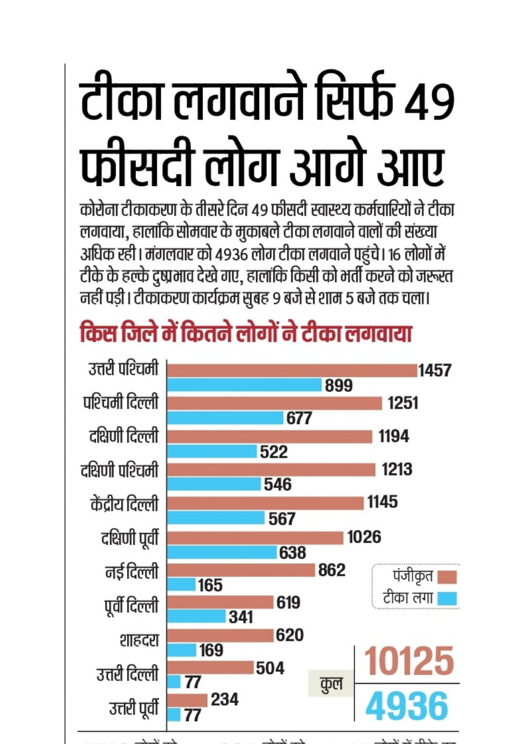# टीका लगवाने सिर्फ 49 फीसदी लोग आगे आए

कोरोना टीकाकरण के तीसरे दिन 49 फीसदी स्वास्थ्य कर्मचारियों ने टीका लगवाया, हालांकि सोमवार के मुकाबले टीका लगवाने वालों की संख्या अधिक रही। मंगलवार को 4936 लोग टीका लगवाने पहुंचे। 16 लोगों में टीके के हल्के दुष्प्रभाव देखे गए, हालांकि किसी को भर्ती करने की जरूरत नहीं पड़ी। टीकाकरण कार्यक्रम सुबह 9 बजे से शाम 5 बजे तक चला।

## किस जिले में कितने लोगों ने टीका लगवाया

| जिला | पंजीकृत | टीका लगा |
|---|---|---|
| उत्तरी पश्चिमी | 1457 | 899 |
| पश्चिमी दिल्ली | 1251 | 677 |
| दक्षिणी दिल्ली | 1194 | 522 |
| दक्षिणी पश्चिमी | 1213 | 546 |
| केंद्रीय दिल्ली | 1145 | 567 |
| दक्षिणी पूर्वी | 1026 | 638 |
| नई दिल्ली | 862 | 165 |
| पूर्वी दिल्ली | 619 | 341 |
| शाहदरा | 620 | 169 |
| उत्तरी दिल्ली | 504 | 77 |
| उत्तरी पूर्वी | 234 | 77 |
| कुल | 10125 | 4936 |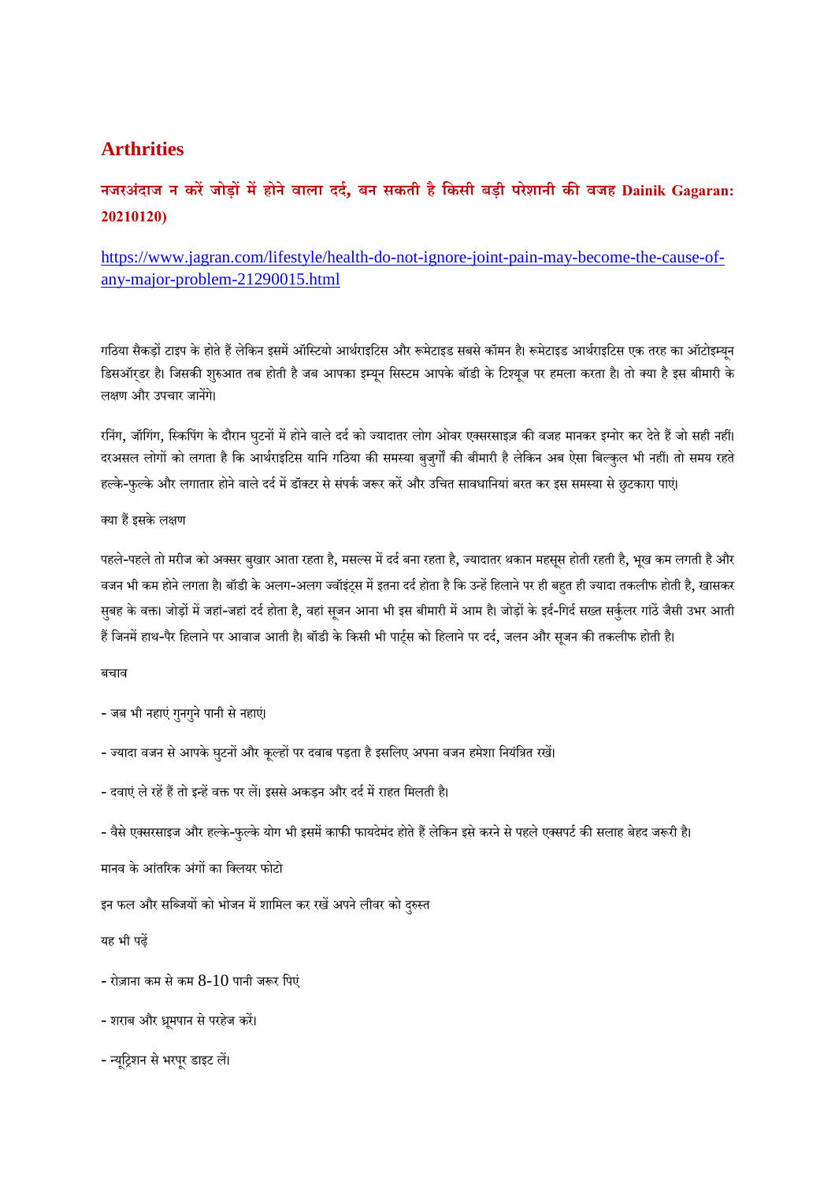# Arthrities

## नजरअंदाज न करें जोड़ों में होने वाला दर्द, बन सकती है किसी बड़ी परेशानी की वजह Dainik Gagaran: 20210120)

https://www.jagran.com/lifestyle/health-do-not-ignore-joint-pain-may-become-the-cause-of-any-major-problem-21290015.html

गठिया सैकड़ों टाइप के होते हैं लेकिन इसमें ऑस्टियो आर्थराइटिस और रूमेटाइड सबसे कॉमन है। रूमेटाइड आर्थराइटिस एक तरह का ऑटोइम्यून डिसऑर्डर है। जिसकी शुरुआत तब होती है जब आपका इम्यून सिस्टम आपके बॉडी के टिश्यूज पर हमला करता है। तो क्या है इस बीमारी के लक्षण और उपचार जानेंगे।

रनिंग, जॉगिंग, स्किपिंग के दौरान घुटनों में होने वाले दर्द को ज्यादातर लोग ओवर एक्सरसाइज़ की वजह मानकर इग्नोर कर देते हैं जो सही नहीं। दरअसल लोगों को लगता है कि आर्थराइटिस यानि गठिया की समस्या बुजुर्गों की बीमारी है लेकिन अब ऐसा बिल्कुल भी नहीं। तो समय रहते हल्के-फुल्के और लगातार होने वाले दर्द में डॉक्टर से संपर्क जरूर करें और उचित सावधानियां बरत कर इस समस्या से छुटकारा पाएं।

क्या हैं इसके लक्षण

पहले-पहले तो मरीज को अक्सर बुखार आता रहता है, मसल्स में दर्द बना रहता है, ज्यादातर थकान महसूस होती रहती है, भूख कम लगती है और वजन भी कम होने लगता है। बॉडी के अलग-अलग ज्वॉइंट्स में इतना दर्द होता है कि उन्हें हिलाने पर ही बहुत ही ज्यादा तकलीफ होती है, खासकर सुबह के वक्त। जोड़ों में जहां-जहां दर्द होता है, वहां सूजन आना भी इस बीमारी में आम है। जोड़ों के इर्द-गिर्द सख्त सर्कुलर गांठें जैसी उभर आती हैं जिनमें हाथ-पैर हिलाने पर आवाज आती है। बॉडी के किसी भी पार्ट्स को हिलाने पर दर्द, जलन और सूजन की तकलीफ होती है।

बचाव

- जब भी नहाएं गुनगुने पानी से नहाएं।

- ज्यादा वजन से आपके घुटनों और कूल्हों पर दवाब पड़ता है इसलिए अपना वजन हमेशा नियंत्रित रखें।

- दवाएं ले रहें हैं तो इन्हें वक्त पर लें। इससे अकड़न और दर्द में राहत मिलती है।

- वैसे एक्सरसाइज और हल्के-फुल्के योग भी इसमें काफी फायदेमंद होते हैं लेकिन इसे करने से पहले एक्सपर्ट की सलाह बेहद जरूरी है।

मानव के आंतरिक अंगों का क्लियर फोटो

इन फल और सब्जियों को भोजन में शामिल कर रखें अपने लीवर को दुरुस्त

यह भी पढ़ें

- रोज़ाना कम से कम 8-10 पानी जरूर पिएं

- शराब और धूम्रपान से परहेज करें।

- न्यूट्रिशन से भरपूर डाइट लें।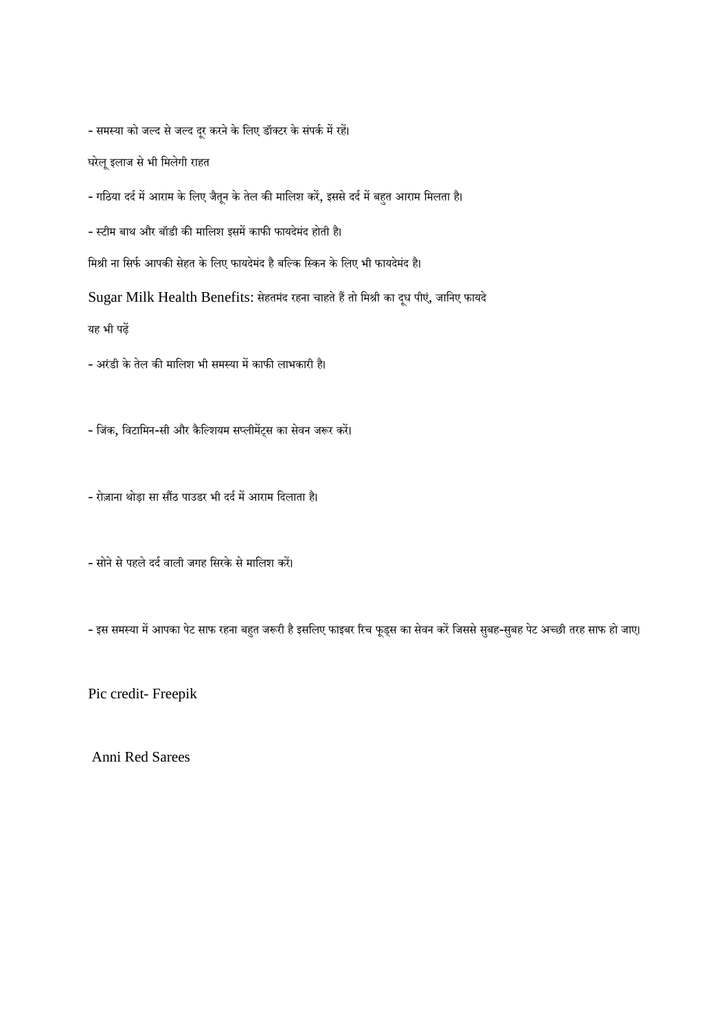- समस्या को जल्द से जल्द दूर करने के लिए डॉक्टर के संपर्क में रहें।

घरेलू इलाज से भी मिलेगी राहत

- गठिया दर्द में आराम के लिए जैतून के तेल की मालिश करें, इससे दर्द में बहुत आराम मिलता है।

- स्टीम बाथ और बॉडी की मालिश इसमें काफी फायदेमंद होती है।

मिश्री ना सिर्फ आपकी सेहत के लिए फायदेमंद है बल्कि स्किन के लिए भी फायदेमंद है।

Sugar Milk Health Benefits: सेहतमंद रहना चाहते हैं तो मिश्री का दूध पीएं, जानिए फायदे

यह भी पढ़ें

- अरंडी के तेल की मालिश भी समस्या में काफी लाभकारी है।

- जिंक, विटामिन-सी और कैल्शियम सप्लीमेंट्स का सेवन जरूर करें।

- रोज़ाना थोड़ा सा सौंठ पाउडर भी दर्द में आराम दिलाता है।

- सोने से पहले दर्द वाली जगह सिरके से मालिश करें।

- इस समस्या में आपका पेट साफ रहना बहुत जरूरी है इसलिए फाइबर रिच फूड्स का सेवन करें जिससे सुबह-सुबह पेट अच्छी तरह साफ हो जाए।

Pic credit- Freepik

Anni Red Sarees